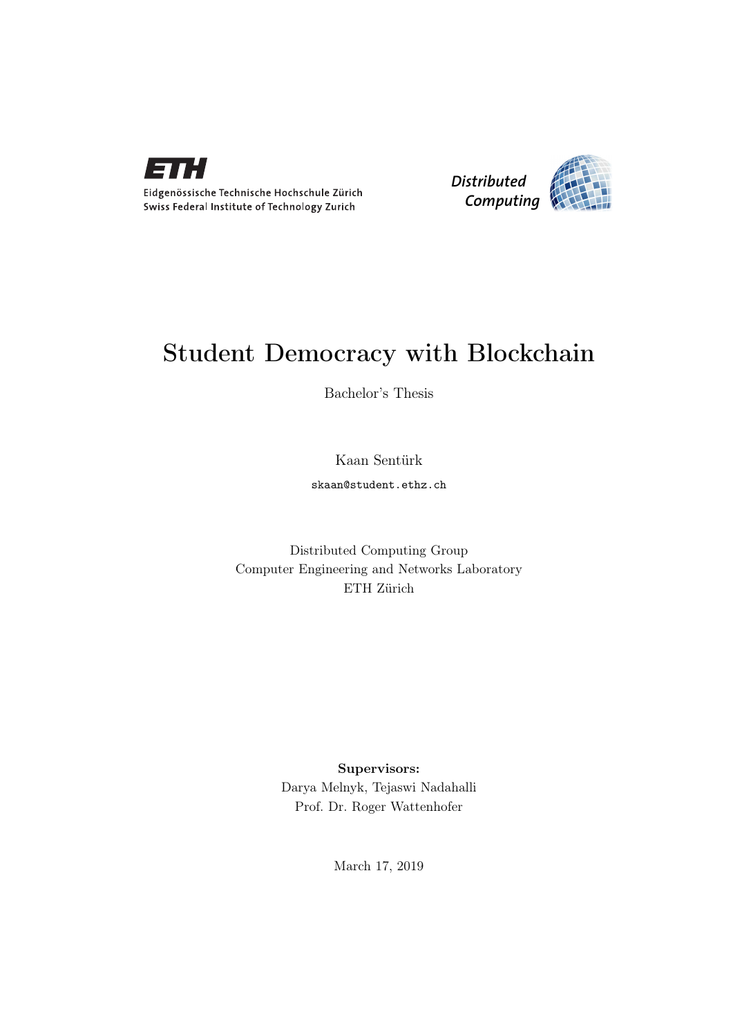Eidgenössische Technische Hochschule Zürich
Swiss Federal Institute of Technology Zurich

*Distributed Computing*

# Student Democracy with Blockchain

Bachelor's Thesis

Kaan Sentürk

`skaan@student.ethz.ch`

Distributed Computing Group
Computer Engineering and Networks Laboratory
ETH Zürich

**Supervisors:**
Darya Melnyk, Tejaswi Nadahalli
Prof. Dr. Roger Wattenhofer

March 17, 2019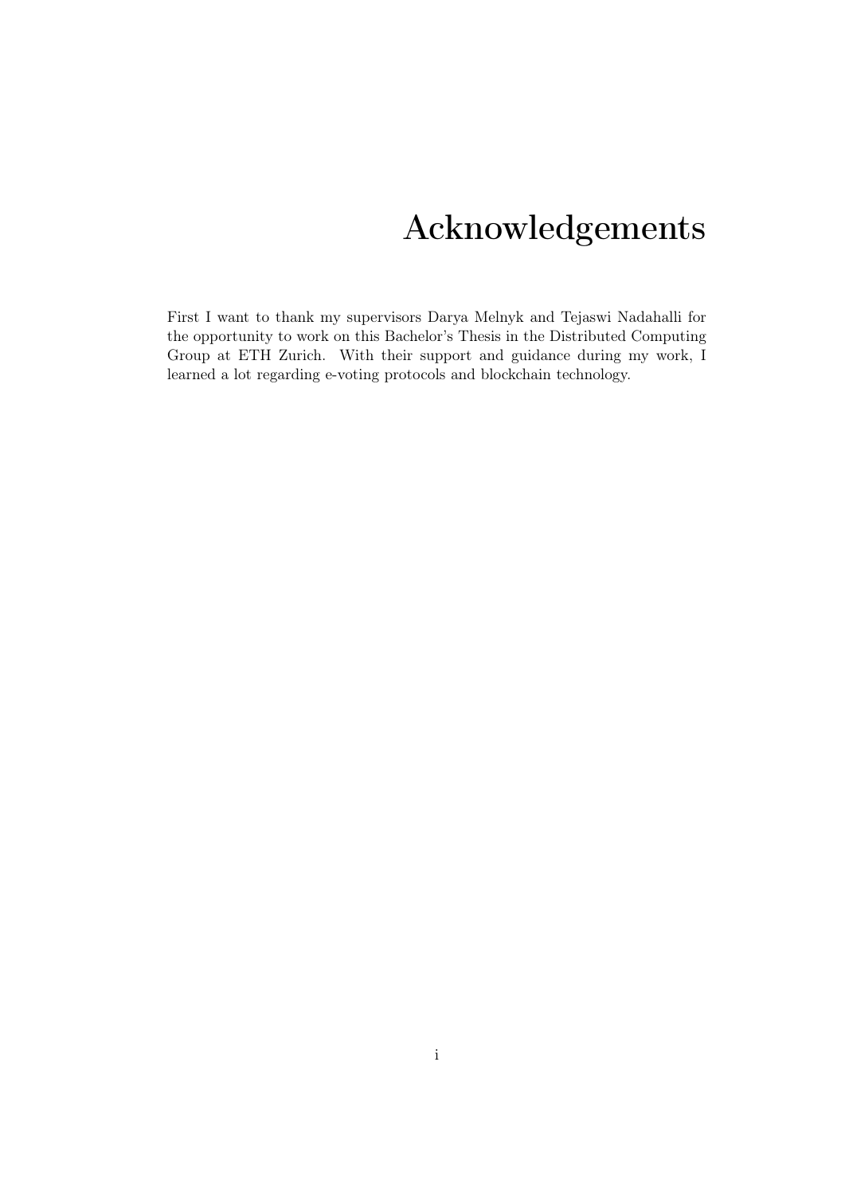# Acknowledgements

First I want to thank my supervisors Darya Melnyk and Tejaswi Nadahalli for the opportunity to work on this Bachelor's Thesis in the Distributed Computing Group at ETH Zurich. With their support and guidance during my work, I learned a lot regarding e-voting protocols and blockchain technology.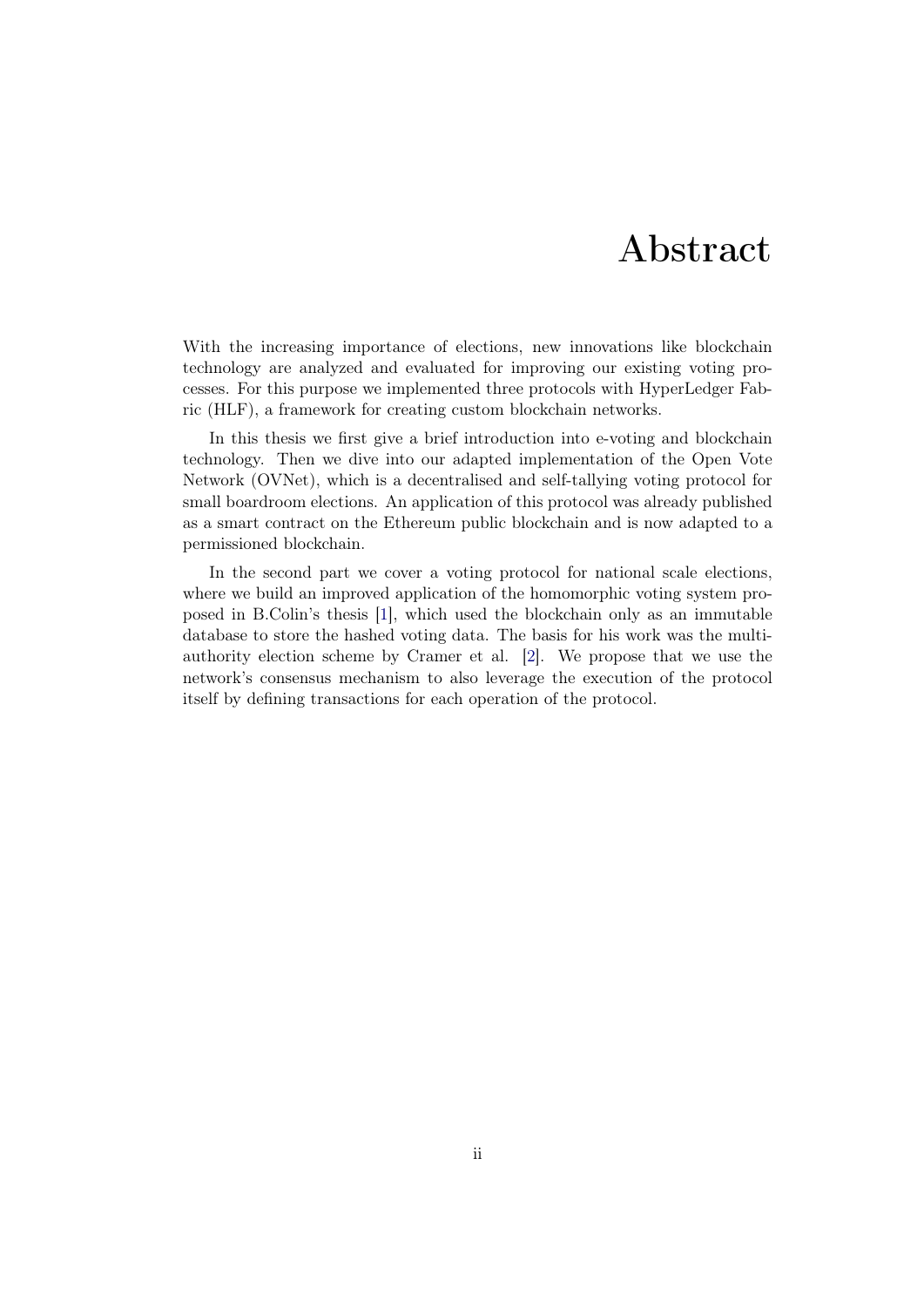# Abstract

With the increasing importance of elections, new innovations like blockchain technology are analyzed and evaluated for improving our existing voting processes. For this purpose we implemented three protocols with HyperLedger Fabric (HLF), a framework for creating custom blockchain networks.

In this thesis we first give a brief introduction into e-voting and blockchain technology. Then we dive into our adapted implementation of the Open Vote Network (OVNet), which is a decentralised and self-tallying voting protocol for small boardroom elections. An application of this protocol was already published as a smart contract on the Ethereum public blockchain and is now adapted to a permissioned blockchain.

In the second part we cover a voting protocol for national scale elections, where we build an improved application of the homomorphic voting system proposed in B.Colin's thesis [1], which used the blockchain only as an immutable database to store the hashed voting data. The basis for his work was the multi-authority election scheme by Cramer et al. [2]. We propose that we use the network's consensus mechanism to also leverage the execution of the protocol itself by defining transactions for each operation of the protocol.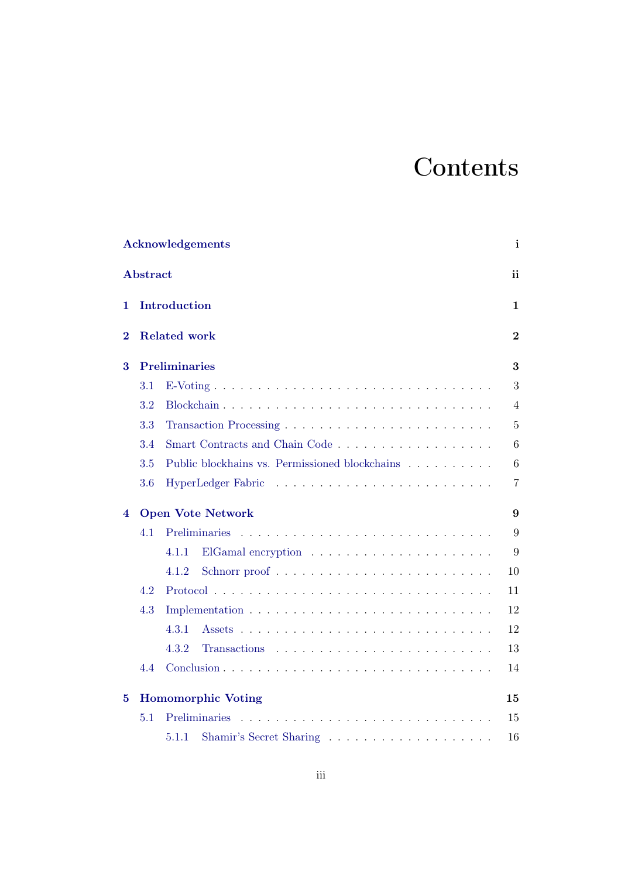# Contents

| | |
|---|---|
| **Acknowledgements** | **i** |
| **Abstract** | **ii** |
| **1 Introduction** | **1** |
| **2 Related work** | **2** |
| **3 Preliminaries** | **3** |
| 3.1 E-Voting | 3 |
| 3.2 Blockchain | 4 |
| 3.3 Transaction Processing | 5 |
| 3.4 Smart Contracts and Chain Code | 6 |
| 3.5 Public blockhains vs. Permissioned blockchains | 6 |
| 3.6 HyperLedger Fabric | 7 |
| **4 Open Vote Network** | **9** |
| 4.1 Preliminaries | 9 |
| 4.1.1 ElGamal encryption | 9 |
| 4.1.2 Schnorr proof | 10 |
| 4.2 Protocol | 11 |
| 4.3 Implementation | 12 |
| 4.3.1 Assets | 12 |
| 4.3.2 Transactions | 13 |
| 4.4 Conclusion | 14 |
| **5 Homomorphic Voting** | **15** |
| 5.1 Preliminaries | 15 |
| 5.1.1 Shamir's Secret Sharing | 16 |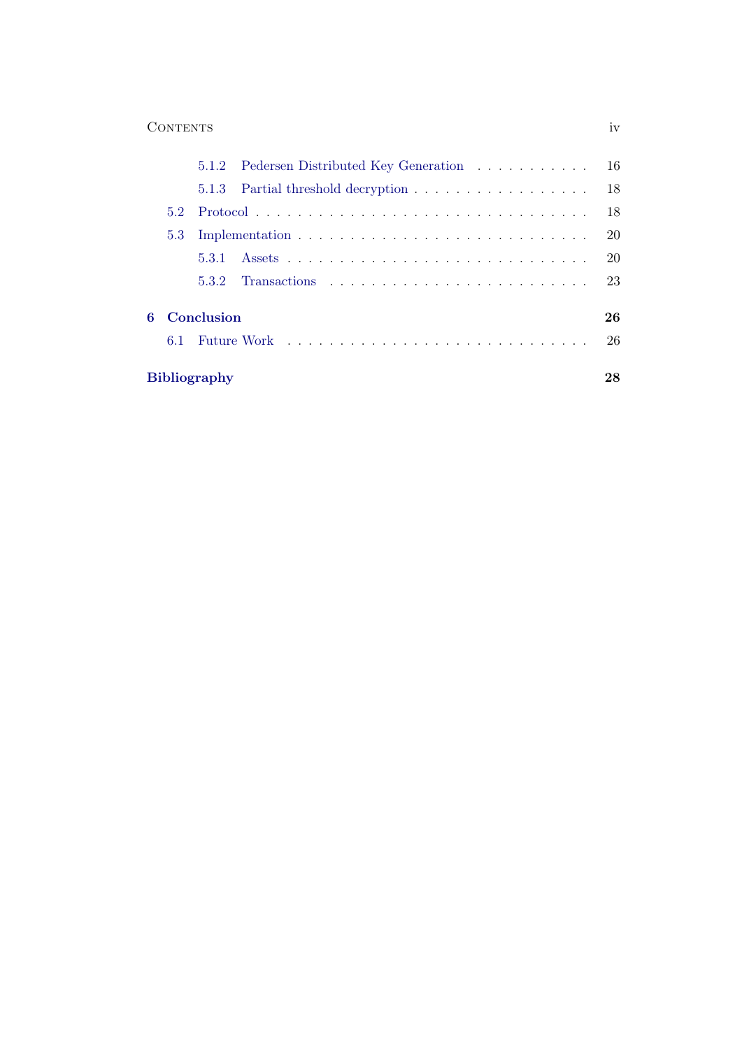5.1.2 Pedersen Distributed Key Generation . . . . . . . . . . . 16

5.1.3 Partial threshold decryption . . . . . . . . . . . . . . . . . 18

5.2 Protocol . . . . . . . . . . . . . . . . . . . . . . . . . . . . . 18

5.3 Implementation . . . . . . . . . . . . . . . . . . . . . . . . . 20

5.3.1 Assets . . . . . . . . . . . . . . . . . . . . . . . . . . . 20

5.3.2 Transactions . . . . . . . . . . . . . . . . . . . . . . . . 23

**6 Conclusion** **26**

6.1 Future Work . . . . . . . . . . . . . . . . . . . . . . . . . . . 26

**Bibliography** **28**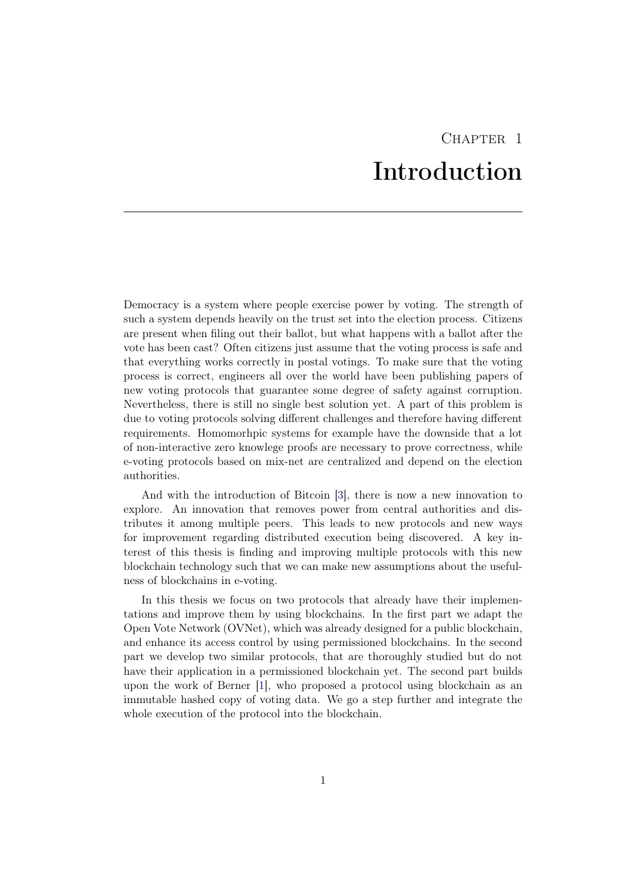# Chapter 1
# Introduction

Democracy is a system where people exercise power by voting. The strength of such a system depends heavily on the trust set into the election process. Citizens are present when filing out their ballot, but what happens with a ballot after the vote has been cast? Often citizens just assume that the voting process is safe and that everything works correctly in postal votings. To make sure that the voting process is correct, engineers all over the world have been publishing papers of new voting protocols that guarantee some degree of safety against corruption. Nevertheless, there is still no single best solution yet. A part of this problem is due to voting protocols solving different challenges and therefore having different requirements. Homomorhpic systems for example have the downside that a lot of non-interactive zero knowlege proofs are necessary to prove correctness, while e-voting protocols based on mix-net are centralized and depend on the election authorities.

And with the introduction of Bitcoin [3], there is now a new innovation to explore. An innovation that removes power from central authorities and distributes it among multiple peers. This leads to new protocols and new ways for improvement regarding distributed execution being discovered. A key interest of this thesis is finding and improving multiple protocols with this new blockchain technology such that we can make new assumptions about the usefulness of blockchains in e-voting.

In this thesis we focus on two protocols that already have their implementations and improve them by using blockchains. In the first part we adapt the Open Vote Network (OVNet), which was already designed for a public blockchain, and enhance its access control by using permissioned blockchains. In the second part we develop two similar protocols, that are thoroughly studied but do not have their application in a permissioned blockchain yet. The second part builds upon the work of Berner [1], who proposed a protocol using blockchain as an immutable hashed copy of voting data. We go a step further and integrate the whole execution of the protocol into the blockchain.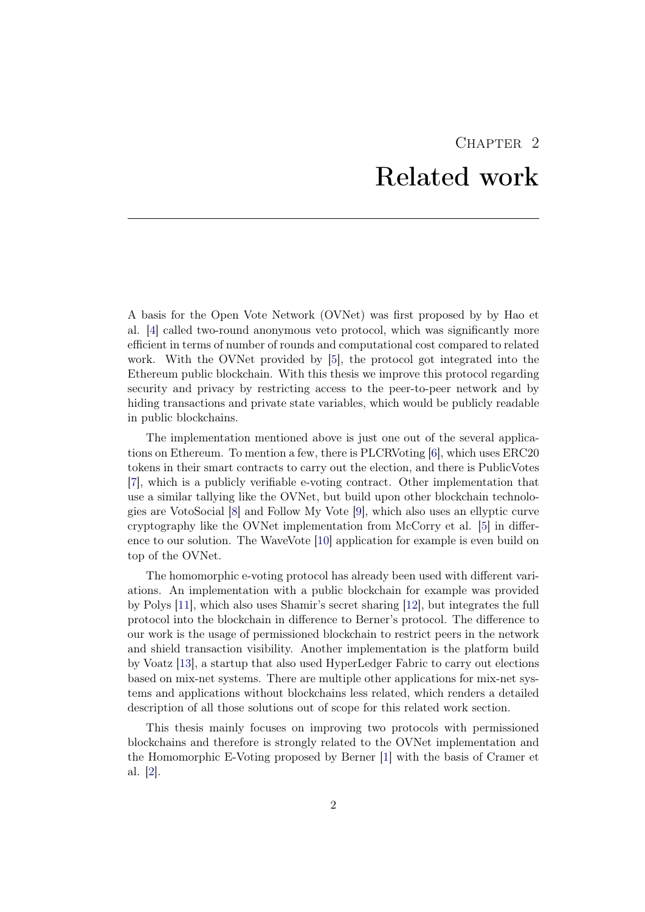# Chapter 2
# Related work

A basis for the Open Vote Network (OVNet) was first proposed by by Hao et al. [4] called two-round anonymous veto protocol, which was significantly more efficient in terms of number of rounds and computational cost compared to related work. With the OVNet provided by [5], the protocol got integrated into the Ethereum public blockchain. With this thesis we improve this protocol regarding security and privacy by restricting access to the peer-to-peer network and by hiding transactions and private state variables, which would be publicly readable in public blockchains.

The implementation mentioned above is just one out of the several applications on Ethereum. To mention a few, there is PLCRVoting [6], which uses ERC20 tokens in their smart contracts to carry out the election, and there is PublicVotes [7], which is a publicly verifiable e-voting contract. Other implementation that use a similar tallying like the OVNet, but build upon other blockchain technologies are VotoSocial [8] and Follow My Vote [9], which also uses an ellyptic curve cryptography like the OVNet implementation from McCorry et al. [5] in difference to our solution. The WaveVote [10] application for example is even build on top of the OVNet.

The homomorphic e-voting protocol has already been used with different variations. An implementation with a public blockchain for example was provided by Polys [11], which also uses Shamir's secret sharing [12], but integrates the full protocol into the blockchain in difference to Berner's protocol. The difference to our work is the usage of permissioned blockchain to restrict peers in the network and shield transaction visibility. Another implementation is the platform build by Voatz [13], a startup that also used HyperLedger Fabric to carry out elections based on mix-net systems. There are multiple other applications for mix-net systems and applications without blockchains less related, which renders a detailed description of all those solutions out of scope for this related work section.

This thesis mainly focuses on improving two protocols with permissioned blockchains and therefore is strongly related to the OVNet implementation and the Homomorphic E-Voting proposed by Berner [1] with the basis of Cramer et al. [2].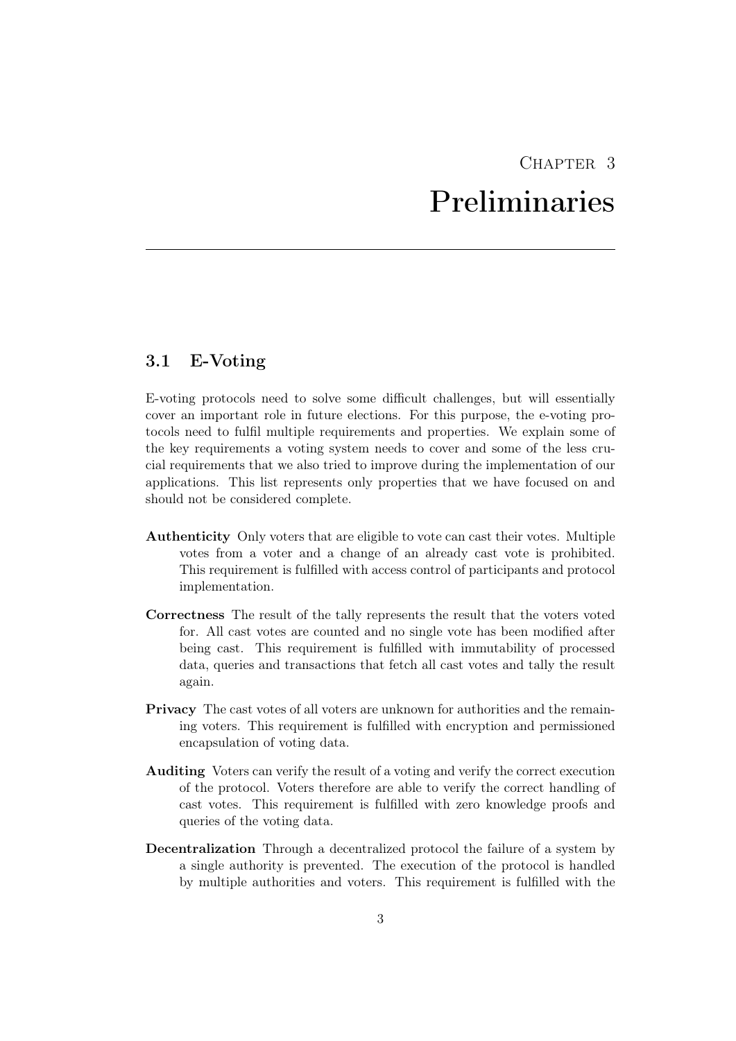# Chapter 3
# Preliminaries

## 3.1 E-Voting

E-voting protocols need to solve some difficult challenges, but will essentially cover an important role in future elections. For this purpose, the e-voting protocols need to fulfil multiple requirements and properties. We explain some of the key requirements a voting system needs to cover and some of the less crucial requirements that we also tried to improve during the implementation of our applications. This list represents only properties that we have focused on and should not be considered complete.

**Authenticity** Only voters that are eligible to vote can cast their votes. Multiple votes from a voter and a change of an already cast vote is prohibited. This requirement is fulfilled with access control of participants and protocol implementation.

**Correctness** The result of the tally represents the result that the voters voted for. All cast votes are counted and no single vote has been modified after being cast. This requirement is fulfilled with immutability of processed data, queries and transactions that fetch all cast votes and tally the result again.

**Privacy** The cast votes of all voters are unknown for authorities and the remaining voters. This requirement is fulfilled with encryption and permissioned encapsulation of voting data.

**Auditing** Voters can verify the result of a voting and verify the correct execution of the protocol. Voters therefore are able to verify the correct handling of cast votes. This requirement is fulfilled with zero knowledge proofs and queries of the voting data.

**Decentralization** Through a decentralized protocol the failure of a system by a single authority is prevented. The execution of the protocol is handled by multiple authorities and voters. This requirement is fulfilled with the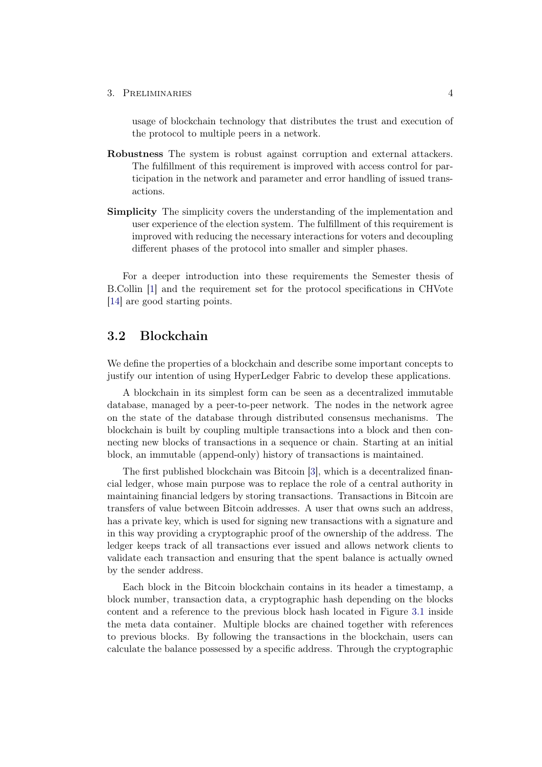usage of blockchain technology that distributes the trust and execution of the protocol to multiple peers in a network.

**Robustness** The system is robust against corruption and external attackers. The fulfillment of this requirement is improved with access control for participation in the network and parameter and error handling of issued transactions.

**Simplicity** The simplicity covers the understanding of the implementation and user experience of the election system. The fulfillment of this requirement is improved with reducing the necessary interactions for voters and decoupling different phases of the protocol into smaller and simpler phases.

For a deeper introduction into these requirements the Semester thesis of B.Collin [1] and the requirement set for the protocol specifications in CHVote [14] are good starting points.

## 3.2 Blockchain

We define the properties of a blockchain and describe some important concepts to justify our intention of using HyperLedger Fabric to develop these applications.

A blockchain in its simplest form can be seen as a decentralized immutable database, managed by a peer-to-peer network. The nodes in the network agree on the state of the database through distributed consensus mechanisms. The blockchain is built by coupling multiple transactions into a block and then connecting new blocks of transactions in a sequence or chain. Starting at an initial block, an immutable (append-only) history of transactions is maintained.

The first published blockchain was Bitcoin [3], which is a decentralized financial ledger, whose main purpose was to replace the role of a central authority in maintaining financial ledgers by storing transactions. Transactions in Bitcoin are transfers of value between Bitcoin addresses. A user that owns such an address, has a private key, which is used for signing new transactions with a signature and in this way providing a cryptographic proof of the ownership of the address. The ledger keeps track of all transactions ever issued and allows network clients to validate each transaction and ensuring that the spent balance is actually owned by the sender address.

Each block in the Bitcoin blockchain contains in its header a timestamp, a block number, transaction data, a cryptographic hash depending on the blocks content and a reference to the previous block hash located in Figure 3.1 inside the meta data container. Multiple blocks are chained together with references to previous blocks. By following the transactions in the blockchain, users can calculate the balance possessed by a specific address. Through the cryptographic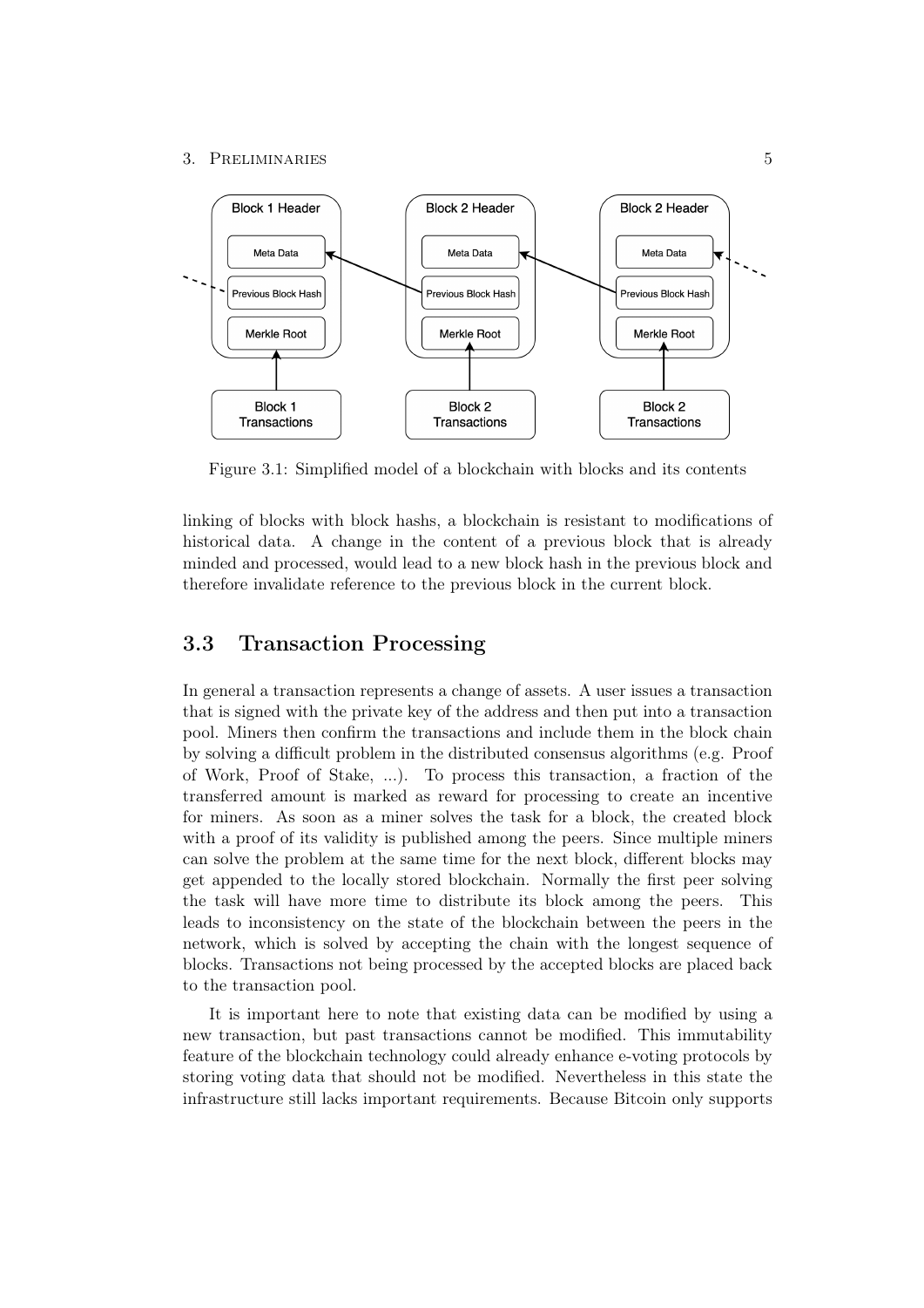Figure 3.1: Simplified model of a blockchain with blocks and its contents

linking of blocks with block hashs, a blockchain is resistant to modifications of historical data. A change in the content of a previous block that is already minded and processed, would lead to a new block hash in the previous block and therefore invalidate reference to the previous block in the current block.

## 3.3 Transaction Processing

In general a transaction represents a change of assets. A user issues a transaction that is signed with the private key of the address and then put into a transaction pool. Miners then confirm the transactions and include them in the block chain by solving a difficult problem in the distributed consensus algorithms (e.g. Proof of Work, Proof of Stake, ...). To process this transaction, a fraction of the transferred amount is marked as reward for processing to create an incentive for miners. As soon as a miner solves the task for a block, the created block with a proof of its validity is published among the peers. Since multiple miners can solve the problem at the same time for the next block, different blocks may get appended to the locally stored blockchain. Normally the first peer solving the task will have more time to distribute its block among the peers. This leads to inconsistency on the state of the blockchain between the peers in the network, which is solved by accepting the chain with the longest sequence of blocks. Transactions not being processed by the accepted blocks are placed back to the transaction pool.

It is important here to note that existing data can be modified by using a new transaction, but past transactions cannot be modified. This immutability feature of the blockchain technology could already enhance e-voting protocols by storing voting data that should not be modified. Nevertheless in this state the infrastructure still lacks important requirements. Because Bitcoin only supports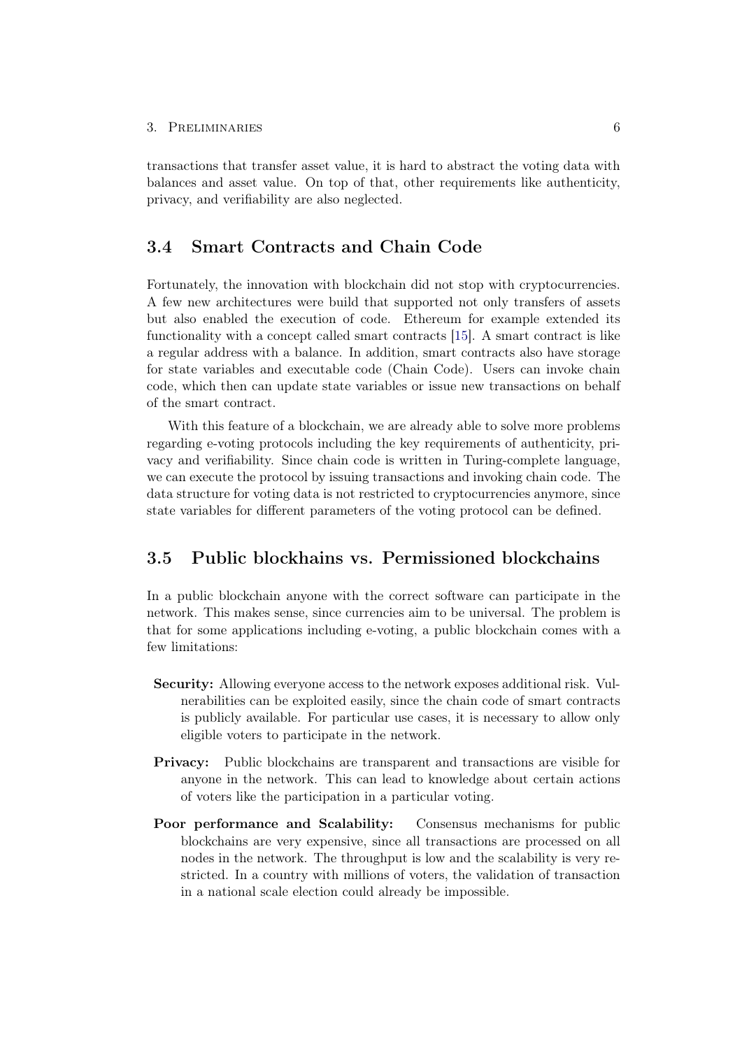transactions that transfer asset value, it is hard to abstract the voting data with balances and asset value. On top of that, other requirements like authenticity, privacy, and verifiability are also neglected.

## 3.4 Smart Contracts and Chain Code

Fortunately, the innovation with blockchain did not stop with cryptocurrencies. A few new architectures were build that supported not only transfers of assets but also enabled the execution of code. Ethereum for example extended its functionality with a concept called smart contracts [15]. A smart contract is like a regular address with a balance. In addition, smart contracts also have storage for state variables and executable code (Chain Code). Users can invoke chain code, which then can update state variables or issue new transactions on behalf of the smart contract.

With this feature of a blockchain, we are already able to solve more problems regarding e-voting protocols including the key requirements of authenticity, privacy and verifiability. Since chain code is written in Turing-complete language, we can execute the protocol by issuing transactions and invoking chain code. The data structure for voting data is not restricted to cryptocurrencies anymore, since state variables for different parameters of the voting protocol can be defined.

## 3.5 Public blockhains vs. Permissioned blockchains

In a public blockchain anyone with the correct software can participate in the network. This makes sense, since currencies aim to be universal. The problem is that for some applications including e-voting, a public blockchain comes with a few limitations:

**Security:** Allowing everyone access to the network exposes additional risk. Vulnerabilities can be exploited easily, since the chain code of smart contracts is publicly available. For particular use cases, it is necessary to allow only eligible voters to participate in the network.

**Privacy:** Public blockchains are transparent and transactions are visible for anyone in the network. This can lead to knowledge about certain actions of voters like the participation in a particular voting.

**Poor performance and Scalability:** Consensus mechanisms for public blockchains are very expensive, since all transactions are processed on all nodes in the network. The throughput is low and the scalability is very restricted. In a country with millions of voters, the validation of transaction in a national scale election could already be impossible.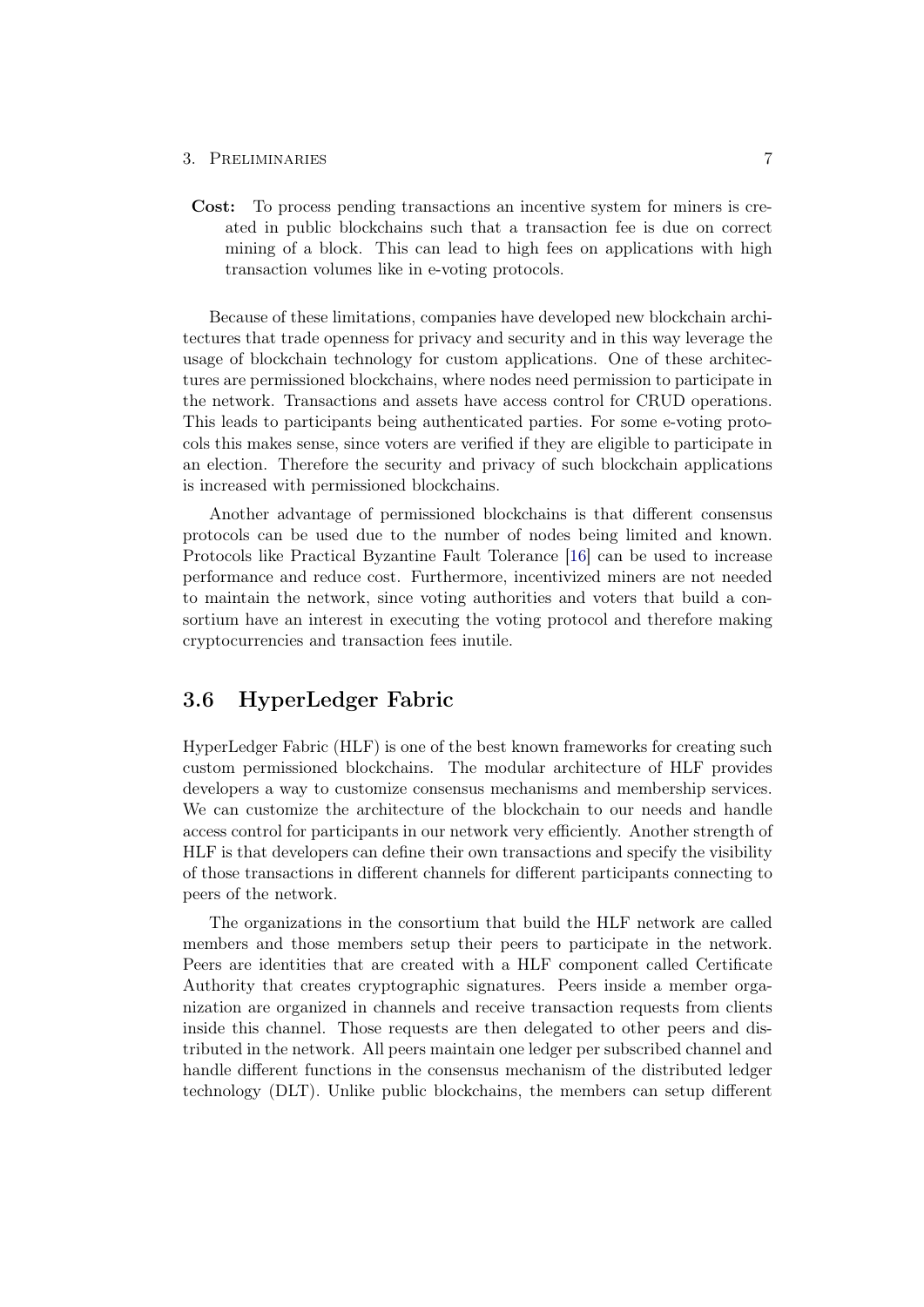**Cost:** To process pending transactions an incentive system for miners is created in public blockchains such that a transaction fee is due on correct mining of a block. This can lead to high fees on applications with high transaction volumes like in e-voting protocols.

Because of these limitations, companies have developed new blockchain architectures that trade openness for privacy and security and in this way leverage the usage of blockchain technology for custom applications. One of these architectures are permissioned blockchains, where nodes need permission to participate in the network. Transactions and assets have access control for CRUD operations. This leads to participants being authenticated parties. For some e-voting protocols this makes sense, since voters are verified if they are eligible to participate in an election. Therefore the security and privacy of such blockchain applications is increased with permissioned blockchains.

Another advantage of permissioned blockchains is that different consensus protocols can be used due to the number of nodes being limited and known. Protocols like Practical Byzantine Fault Tolerance [16] can be used to increase performance and reduce cost. Furthermore, incentivized miners are not needed to maintain the network, since voting authorities and voters that build a consortium have an interest in executing the voting protocol and therefore making cryptocurrencies and transaction fees inutile.

## 3.6 HyperLedger Fabric

HyperLedger Fabric (HLF) is one of the best known frameworks for creating such custom permissioned blockchains. The modular architecture of HLF provides developers a way to customize consensus mechanisms and membership services. We can customize the architecture of the blockchain to our needs and handle access control for participants in our network very efficiently. Another strength of HLF is that developers can define their own transactions and specify the visibility of those transactions in different channels for different participants connecting to peers of the network.

The organizations in the consortium that build the HLF network are called members and those members setup their peers to participate in the network. Peers are identities that are created with a HLF component called Certificate Authority that creates cryptographic signatures. Peers inside a member organization are organized in channels and receive transaction requests from clients inside this channel. Those requests are then delegated to other peers and distributed in the network. All peers maintain one ledger per subscribed channel and handle different functions in the consensus mechanism of the distributed ledger technology (DLT). Unlike public blockchains, the members can setup different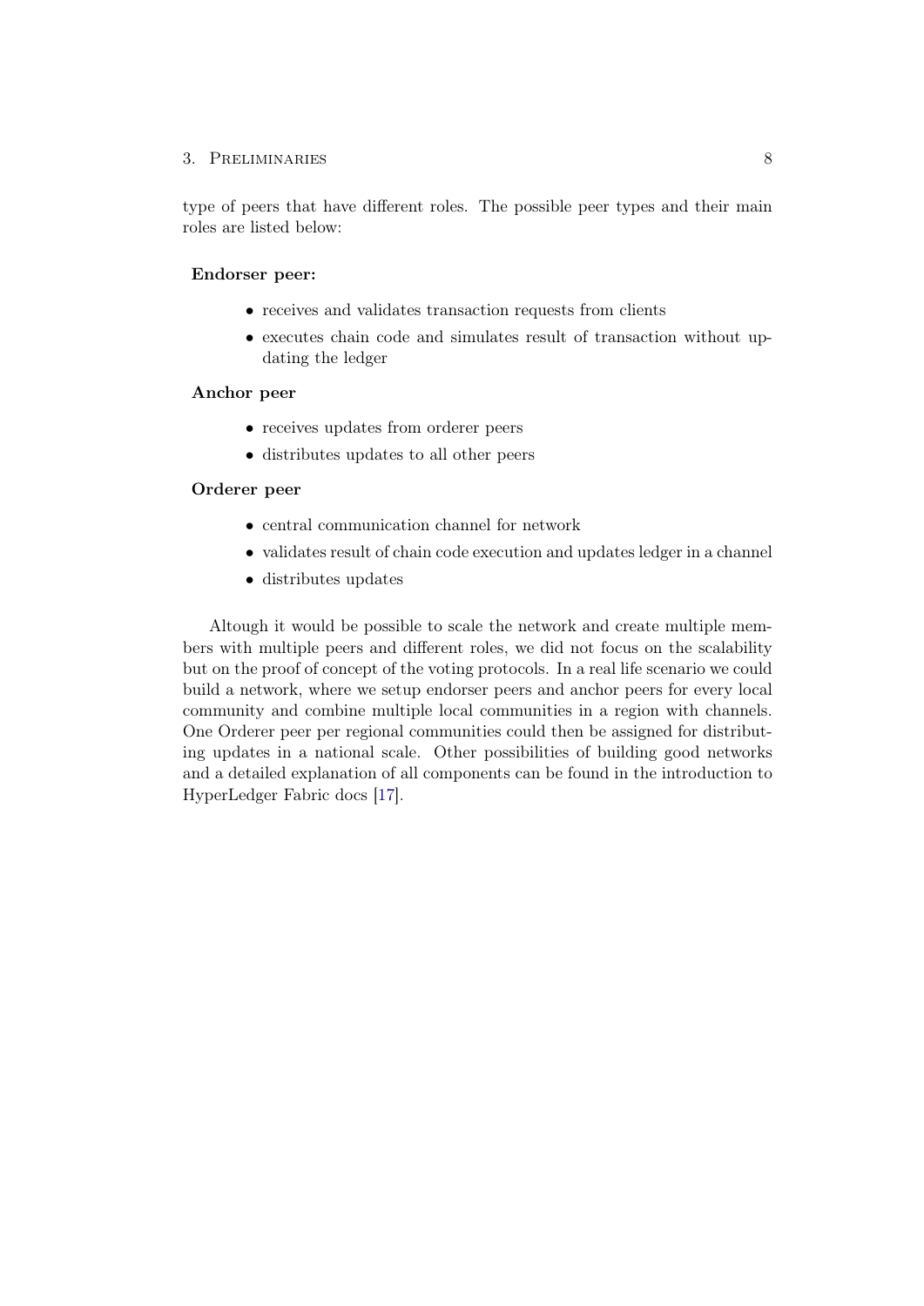type of peers that have different roles. The possible peer types and their main roles are listed below:

**Endorser peer:**

- receives and validates transaction requests from clients
- executes chain code and simulates result of transaction without updating the ledger

**Anchor peer**

- receives updates from orderer peers
- distributes updates to all other peers

**Orderer peer**

- central communication channel for network
- validates result of chain code execution and updates ledger in a channel
- distributes updates

Altough it would be possible to scale the network and create multiple members with multiple peers and different roles, we did not focus on the scalability but on the proof of concept of the voting protocols. In a real life scenario we could build a network, where we setup endorser peers and anchor peers for every local community and combine multiple local communities in a region with channels. One Orderer peer per regional communities could then be assigned for distributing updates in a national scale. Other possibilities of building good networks and a detailed explanation of all components can be found in the introduction to HyperLedger Fabric docs [17].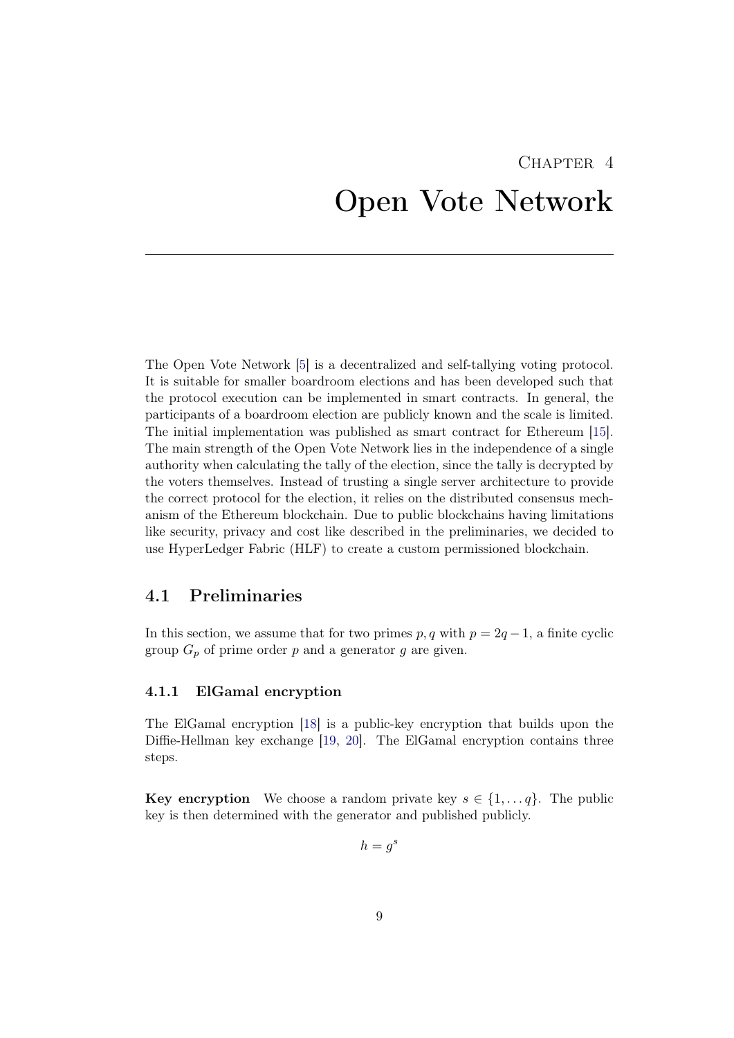# Chapter 4
# Open Vote Network

The Open Vote Network [5] is a decentralized and self-tallying voting protocol. It is suitable for smaller boardroom elections and has been developed such that the protocol execution can be implemented in smart contracts. In general, the participants of a boardroom election are publicly known and the scale is limited. The initial implementation was published as smart contract for Ethereum [15]. The main strength of the Open Vote Network lies in the independence of a single authority when calculating the tally of the election, since the tally is decrypted by the voters themselves. Instead of trusting a single server architecture to provide the correct protocol for the election, it relies on the distributed consensus mechanism of the Ethereum blockchain. Due to public blockchains having limitations like security, privacy and cost like described in the preliminaries, we decided to use HyperLedger Fabric (HLF) to create a custom permissioned blockchain.

## 4.1 Preliminaries

In this section, we assume that for two primes $p, q$ with $p = 2q - 1$, a finite cyclic group $G_p$ of prime order $p$ and a generator $g$ are given.

### 4.1.1 ElGamal encryption

The ElGamal encryption [18] is a public-key encryption that builds upon the Diffie-Hellman key exchange [19, 20]. The ElGamal encryption contains three steps.

**Key encryption** We choose a random private key $s \in \{1, \ldots q\}$. The public key is then determined with the generator and published publicly.

$$h = g^s$$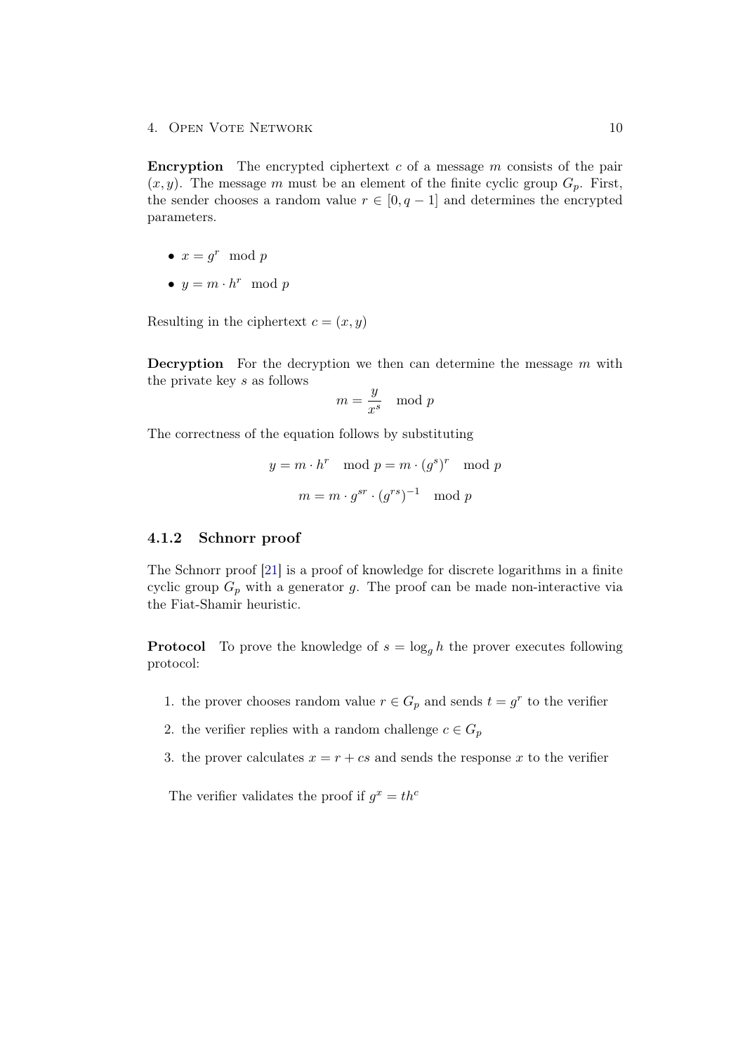**Encryption** The encrypted ciphertext $c$ of a message $m$ consists of the pair $(x, y)$. The message $m$ must be an element of the finite cyclic group $G_p$. First, the sender chooses a random value $r \in [0, q-1]$ and determines the encrypted parameters.

- $x = g^r \mod p$
- $y = m \cdot h^r \mod p$

Resulting in the ciphertext $c = (x, y)$

**Decryption** For the decryption we then can determine the message $m$ with the private key $s$ as follows

$$m = \frac{y}{x^s} \mod p$$

The correctness of the equation follows by substituting

$$y = m \cdot h^r \mod p = m \cdot (g^s)^r \mod p$$

$$m = m \cdot g^{sr} \cdot (g^{rs})^{-1} \mod p$$

### 4.1.2 Schnorr proof

The Schnorr proof [21] is a proof of knowledge for discrete logarithms in a finite cyclic group $G_p$ with a generator $g$. The proof can be made non-interactive via the Fiat-Shamir heuristic.

**Protocol** To prove the knowledge of $s = \log_g h$ the prover executes following protocol:

1. the prover chooses random value $r \in G_p$ and sends $t = g^r$ to the verifier
2. the verifier replies with a random challenge $c \in G_p$
3. the prover calculates $x = r + cs$ and sends the response $x$ to the verifier

The verifier validates the proof if $g^x = th^c$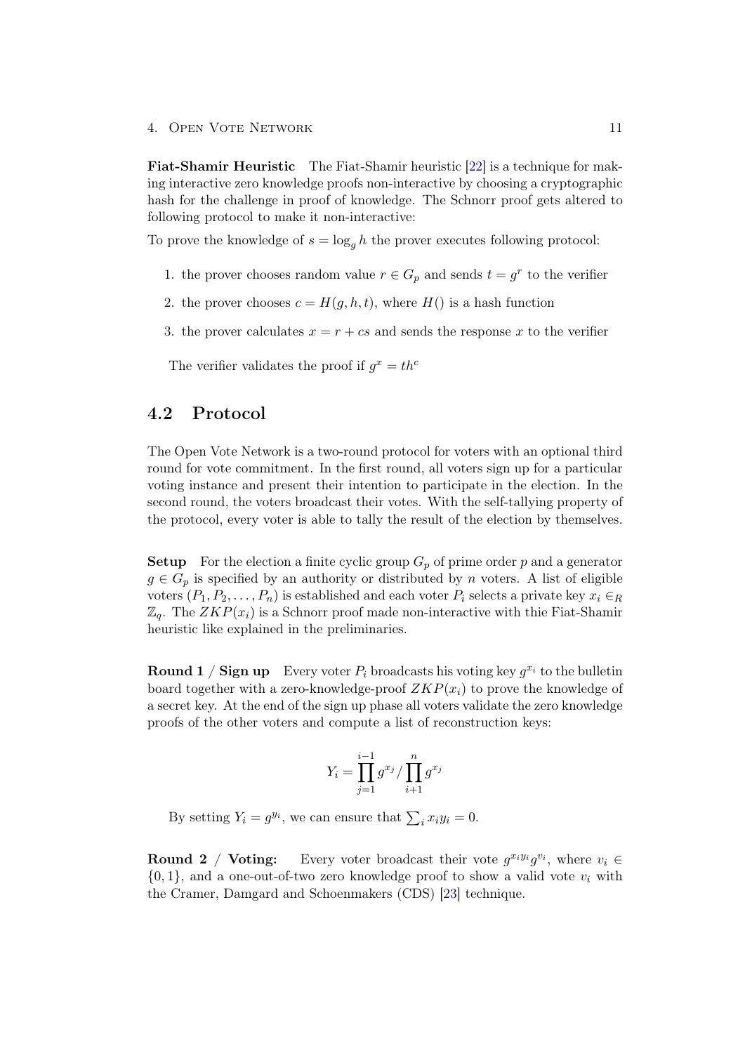**Fiat-Shamir Heuristic** The Fiat-Shamir heuristic [22] is a technique for making interactive zero knowledge proofs non-interactive by choosing a cryptographic hash for the challenge in proof of knowledge. The Schnorr proof gets altered to following protocol to make it non-interactive:

To prove the knowledge of $s = \log_g h$ the prover executes following protocol:

1. the prover chooses random value $r \in G_p$ and sends $t = g^r$ to the verifier
2. the prover chooses $c = H(g, h, t)$, where $H()$ is a hash function
3. the prover calculates $x = r + cs$ and sends the response $x$ to the verifier

The verifier validates the proof if $g^x = th^c$

## 4.2 Protocol

The Open Vote Network is a two-round protocol for voters with an optional third round for vote commitment. In the first round, all voters sign up for a particular voting instance and present their intention to participate in the election. In the second round, the voters broadcast their votes. With the self-tallying property of the protocol, every voter is able to tally the result of the election by themselves.

**Setup** For the election a finite cyclic group $G_p$ of prime order $p$ and a generator $g \in G_p$ is specified by an authority or distributed by $n$ voters. A list of eligible voters $(P_1, P_2, \ldots, P_n)$ is established and each voter $P_i$ selects a private key $x_i \in_R \mathbb{Z}_q$. The $ZKP(x_i)$ is a Schnorr proof made non-interactive with thie Fiat-Shamir heuristic like explained in the preliminaries.

**Round 1 / Sign up** Every voter $P_i$ broadcasts his voting key $g^{x_i}$ to the bulletin board together with a zero-knowledge-proof $ZKP(x_i)$ to prove the knowledge of a secret key. At the end of the sign up phase all voters validate the zero knowledge proofs of the other voters and compute a list of reconstruction keys:

$$Y_i = \prod_{j=1}^{i-1} g^{x_j} / \prod_{i+1}^{n} g^{x_j}$$

By setting $Y_i = g^{y_i}$, we can ensure that $\sum_i x_i y_i = 0$.

**Round 2 / Voting:** Every voter broadcast their vote $g^{x_i y_i} g^{v_i}$, where $v_i \in \{0, 1\}$, and a one-out-of-two zero knowledge proof to show a valid vote $v_i$ with the Cramer, Damgard and Schoenmakers (CDS) [23] technique.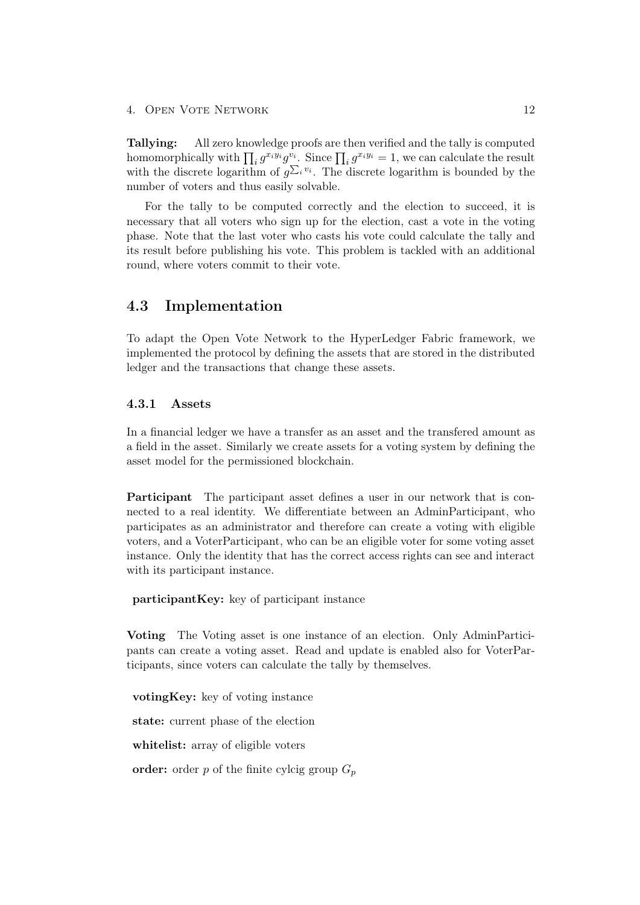**Tallying:** All zero knowledge proofs are then verified and the tally is computed homomorphically with $\prod_i g^{x_i y_i} g^{v_i}$. Since $\prod_i g^{x_i y_i} = 1$, we can calculate the result with the discrete logarithm of $g^{\sum_i v_i}$. The discrete logarithm is bounded by the number of voters and thus easily solvable.

For the tally to be computed correctly and the election to succeed, it is necessary that all voters who sign up for the election, cast a vote in the voting phase. Note that the last voter who casts his vote could calculate the tally and its result before publishing his vote. This problem is tackled with an additional round, where voters commit to their vote.

## 4.3 Implementation

To adapt the Open Vote Network to the HyperLedger Fabric framework, we implemented the protocol by defining the assets that are stored in the distributed ledger and the transactions that change these assets.

### 4.3.1 Assets

In a financial ledger we have a transfer as an asset and the transfered amount as a field in the asset. Similarly we create assets for a voting system by defining the asset model for the permissioned blockchain.

**Participant** The participant asset defines a user in our network that is connected to a real identity. We differentiate between an AdminParticipant, who participates as an administrator and therefore can create a voting with eligible voters, and a VoterParticipant, who can be an eligible voter for some voting asset instance. Only the identity that has the correct access rights can see and interact with its participant instance.

**participantKey:** key of participant instance

**Voting** The Voting asset is one instance of an election. Only AdminParticipants can create a voting asset. Read and update is enabled also for VoterParticipants, since voters can calculate the tally by themselves.

**votingKey:** key of voting instance

**state:** current phase of the election

**whitelist:** array of eligible voters

**order:** order $p$ of the finite cylcig group $G_p$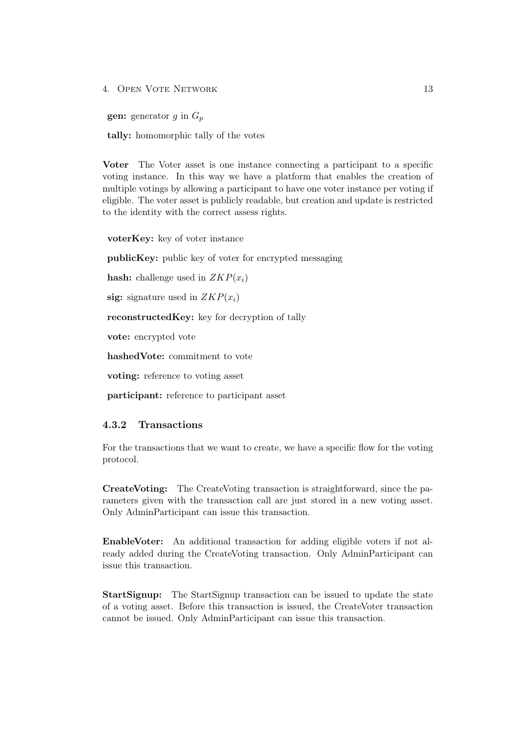**gen:** generator $g$ in $G_p$

**tally:** homomorphic tally of the votes

**Voter** The Voter asset is one instance connecting a participant to a specific voting instance. In this way we have a platform that enables the creation of multiple votings by allowing a participant to have one voter instance per voting if eligible. The voter asset is publicly readable, but creation and update is restricted to the identity with the correct assess rights.

**voterKey:** key of voter instance

**publicKey:** public key of voter for encrypted messaging

**hash:** challenge used in $ZKP(x_i)$

**sig:** signature used in $ZKP(x_i)$

**reconstructedKey:** key for decryption of tally

**vote:** encrypted vote

**hashedVote:** commitment to vote

**voting:** reference to voting asset

**participant:** reference to participant asset

### 4.3.2 Transactions

For the transactions that we want to create, we have a specific flow for the voting protocol.

**CreateVoting:** The CreateVoting transaction is straightforward, since the parameters given with the transaction call are just stored in a new voting asset. Only AdminParticipant can issue this transaction.

**EnableVoter:** An additional transaction for adding eligible voters if not already added during the CreateVoting transaction. Only AdminParticipant can issue this transaction.

**StartSignup:** The StartSignup transaction can be issued to update the state of a voting asset. Before this transaction is issued, the CreateVoter transaction cannot be issued. Only AdminParticipant can issue this transaction.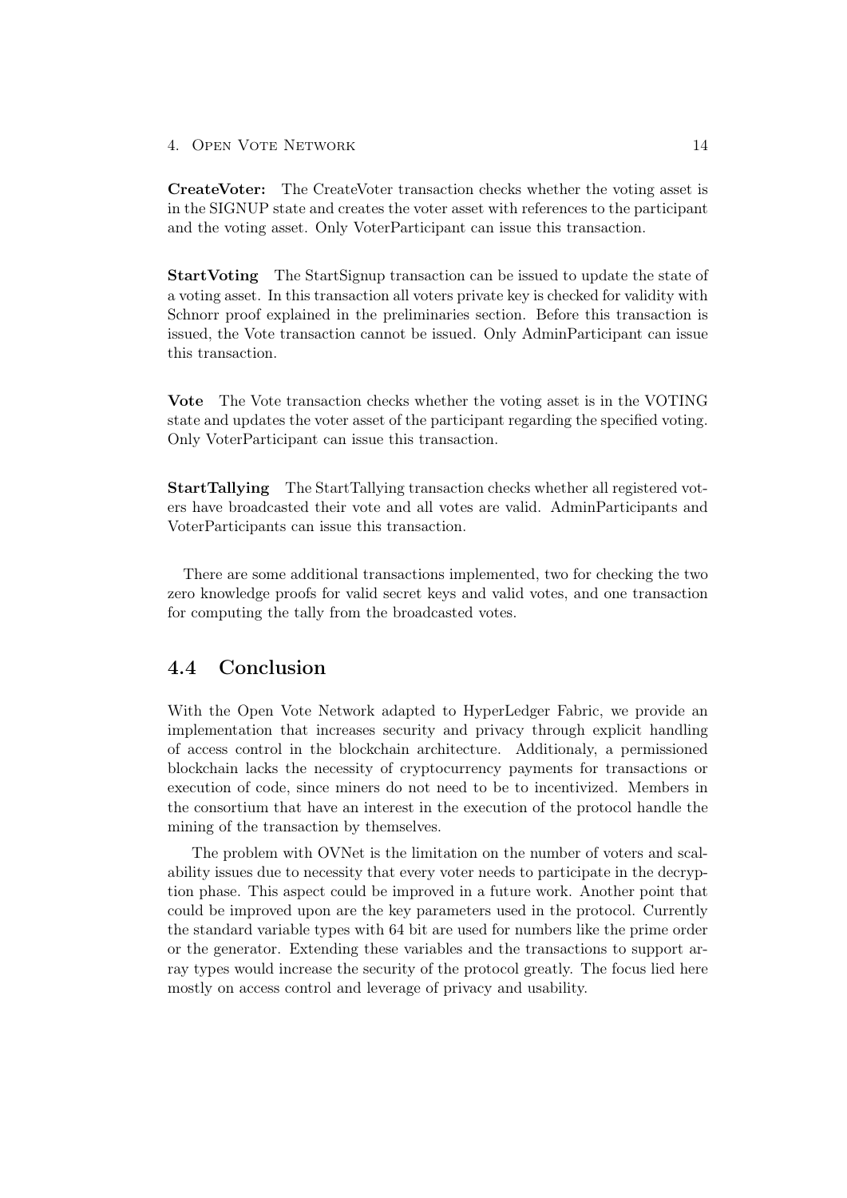**CreateVoter:** The CreateVoter transaction checks whether the voting asset is in the SIGNUP state and creates the voter asset with references to the participant and the voting asset. Only VoterParticipant can issue this transaction.

**StartVoting** The StartSignup transaction can be issued to update the state of a voting asset. In this transaction all voters private key is checked for validity with Schnorr proof explained in the preliminaries section. Before this transaction is issued, the Vote transaction cannot be issued. Only AdminParticipant can issue this transaction.

**Vote** The Vote transaction checks whether the voting asset is in the VOTING state and updates the voter asset of the participant regarding the specified voting. Only VoterParticipant can issue this transaction.

**StartTallying** The StartTallying transaction checks whether all registered voters have broadcasted their vote and all votes are valid. AdminParticipants and VoterParticipants can issue this transaction.

There are some additional transactions implemented, two for checking the two zero knowledge proofs for valid secret keys and valid votes, and one transaction for computing the tally from the broadcasted votes.

## 4.4 Conclusion

With the Open Vote Network adapted to HyperLedger Fabric, we provide an implementation that increases security and privacy through explicit handling of access control in the blockchain architecture. Additionaly, a permissioned blockchain lacks the necessity of cryptocurrency payments for transactions or execution of code, since miners do not need to be to incentivized. Members in the consortium that have an interest in the execution of the protocol handle the mining of the transaction by themselves.

The problem with OVNet is the limitation on the number of voters and scalability issues due to necessity that every voter needs to participate in the decryption phase. This aspect could be improved in a future work. Another point that could be improved upon are the key parameters used in the protocol. Currently the standard variable types with 64 bit are used for numbers like the prime order or the generator. Extending these variables and the transactions to support array types would increase the security of the protocol greatly. The focus lied here mostly on access control and leverage of privacy and usability.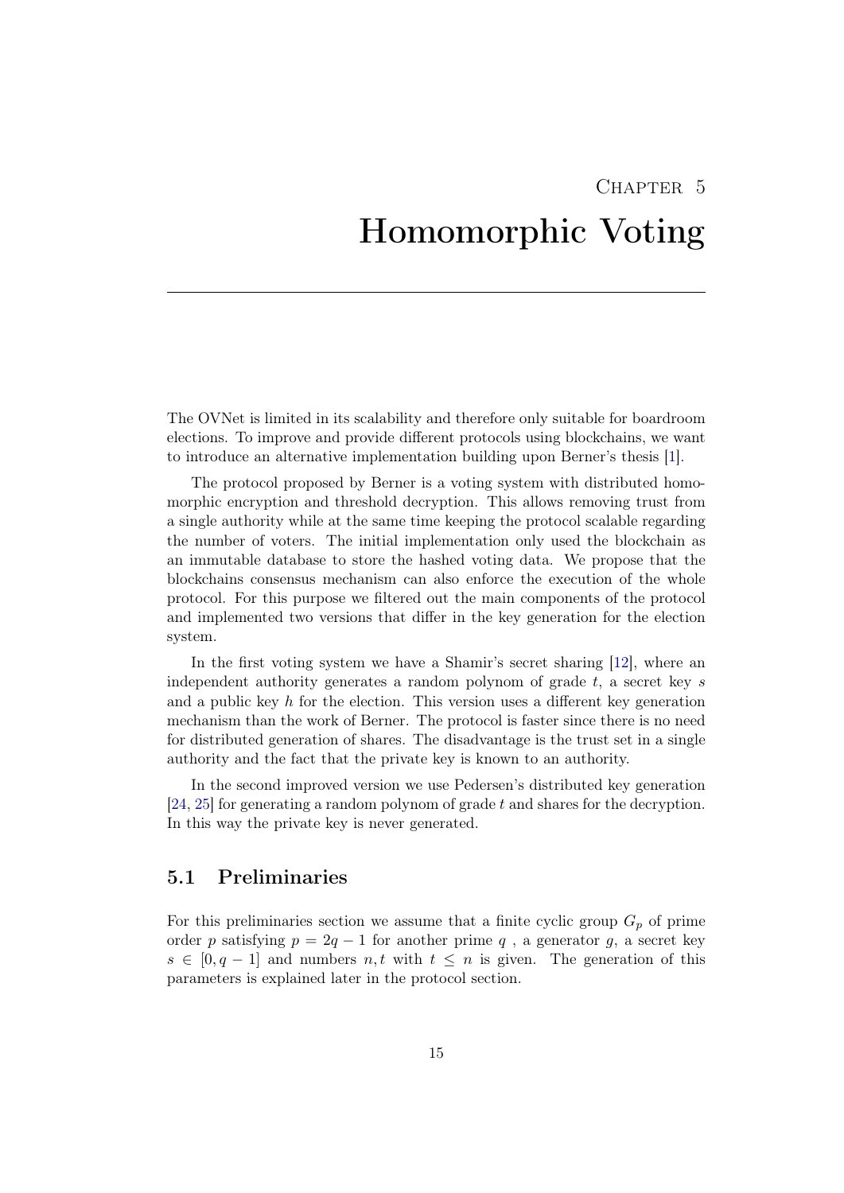# Chapter 5
# Homomorphic Voting

The OVNet is limited in its scalability and therefore only suitable for boardroom elections. To improve and provide different protocols using blockchains, we want to introduce an alternative implementation building upon Berner's thesis [1].

The protocol proposed by Berner is a voting system with distributed homomorphic encryption and threshold decryption. This allows removing trust from a single authority while at the same time keeping the protocol scalable regarding the number of voters. The initial implementation only used the blockchain as an immutable database to store the hashed voting data. We propose that the blockchains consensus mechanism can also enforce the execution of the whole protocol. For this purpose we filtered out the main components of the protocol and implemented two versions that differ in the key generation for the election system.

In the first voting system we have a Shamir's secret sharing [12], where an independent authority generates a random polynom of grade $t$, a secret key $s$ and a public key $h$ for the election. This version uses a different key generation mechanism than the work of Berner. The protocol is faster since there is no need for distributed generation of shares. The disadvantage is the trust set in a single authority and the fact that the private key is known to an authority.

In the second improved version we use Pedersen's distributed key generation [24, 25] for generating a random polynom of grade $t$ and shares for the decryption. In this way the private key is never generated.

## 5.1 Preliminaries

For this preliminaries section we assume that a finite cyclic group $G_p$ of prime order $p$ satisfying $p = 2q - 1$ for another prime $q$ , a generator $g$, a secret key $s \in [0, q-1]$ and numbers $n, t$ with $t \leq n$ is given. The generation of this parameters is explained later in the protocol section.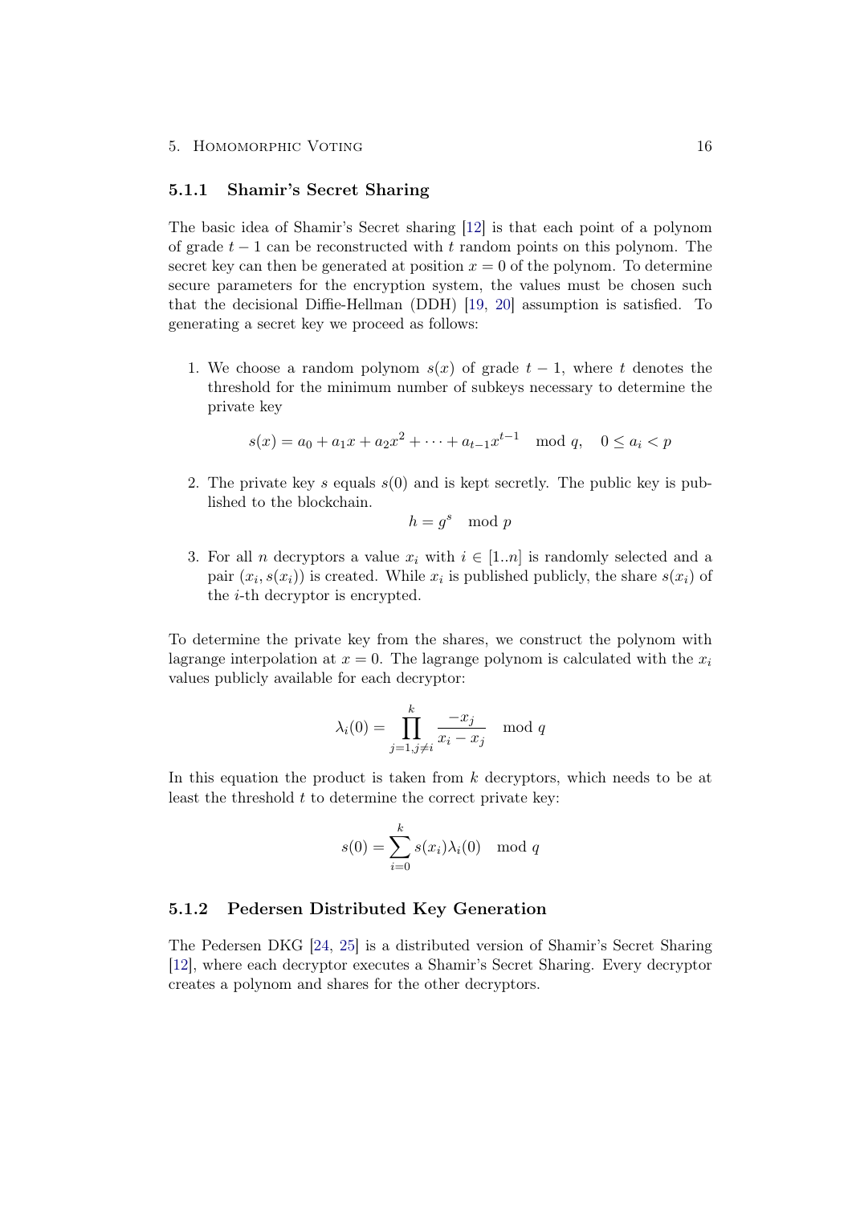### 5.1.1 Shamir's Secret Sharing

The basic idea of Shamir's Secret sharing [12] is that each point of a polynom of grade $t-1$ can be reconstructed with $t$ random points on this polynom. The secret key can then be generated at position $x=0$ of the polynom. To determine secure parameters for the encryption system, the values must be chosen such that the decisional Diffie-Hellman (DDH) [19, 20] assumption is satisfied. To generating a secret key we proceed as follows:

1. We choose a random polynom $s(x)$ of grade $t-1$, where $t$ denotes the threshold for the minimum number of subkeys necessary to determine the private key

$$s(x) = a_0 + a_1 x + a_2 x^2 + \cdots + a_{t-1} x^{t-1} \mod q, \quad 0 \le a_i < p$$

2. The private key $s$ equals $s(0)$ and is kept secretly. The public key is published to the blockchain.

$$h = g^s \mod p$$

3. For all $n$ decryptors a value $x_i$ with $i \in [1..n]$ is randomly selected and a pair $(x_i, s(x_i))$ is created. While $x_i$ is published publicly, the share $s(x_i)$ of the $i$-th decryptor is encrypted.

To determine the private key from the shares, we construct the polynom with lagrange interpolation at $x=0$. The lagrange polynom is calculated with the $x_i$ values publicly available for each decryptor:

$$\lambda_i(0) = \prod_{j=1, j \ne i}^{k} \frac{-x_j}{x_i - x_j} \mod q$$

In this equation the product is taken from $k$ decryptors, which needs to be at least the threshold $t$ to determine the correct private key:

$$s(0) = \sum_{i=0}^{k} s(x_i) \lambda_i(0) \mod q$$

### 5.1.2 Pedersen Distributed Key Generation

The Pedersen DKG [24, 25] is a distributed version of Shamir's Secret Sharing [12], where each decryptor executes a Shamir's Secret Sharing. Every decryptor creates a polynom and shares for the other decryptors.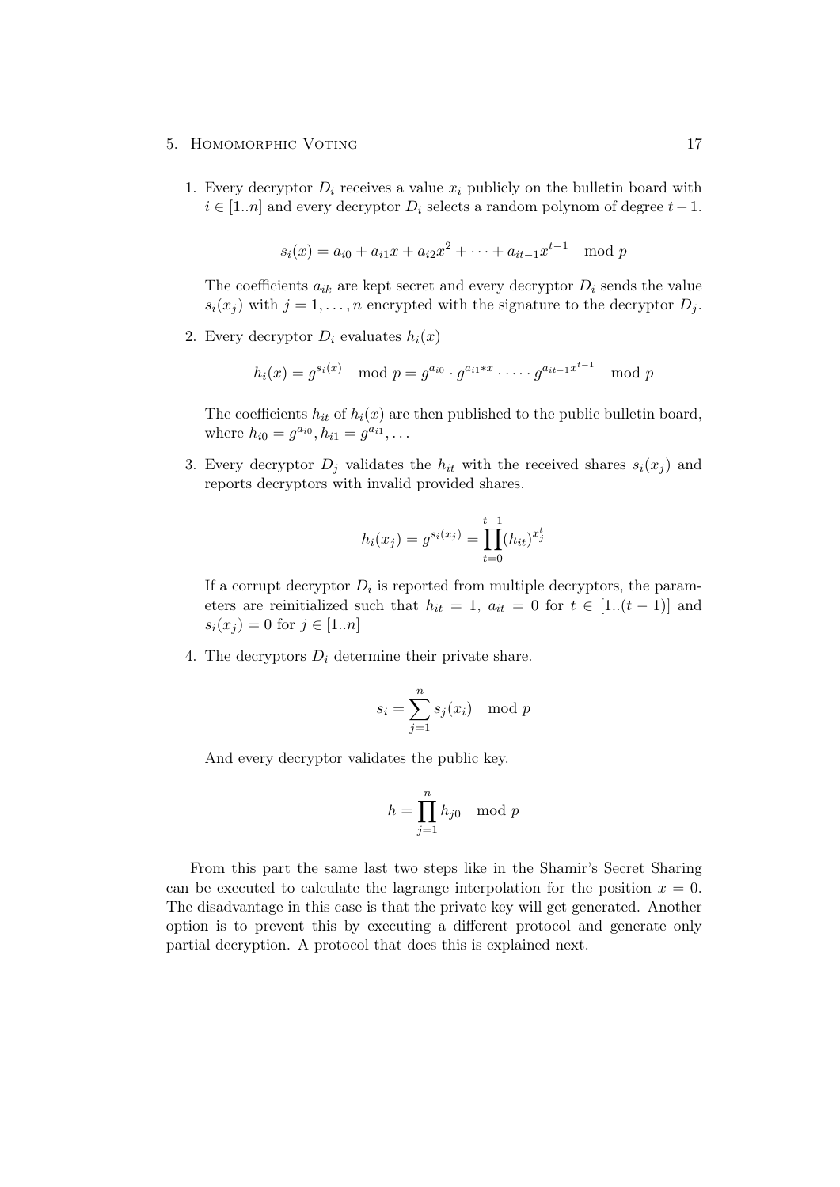1. Every decryptor $D_i$ receives a value $x_i$ publicly on the bulletin board with $i \in [1..n]$ and every decryptor $D_i$ selects a random polynom of degree $t-1$.

$$s_i(x) = a_{i0} + a_{i1}x + a_{i2}x^2 + \dots + a_{it-1}x^{t-1} \mod p$$

   The coefficients $a_{ik}$ are kept secret and every decryptor $D_i$ sends the value $s_i(x_j)$ with $j = 1, \dots, n$ encrypted with the signature to the decryptor $D_j$.

2. Every decryptor $D_i$ evaluates $h_i(x)$

$$h_i(x) = g^{s_i(x)} \mod p = g^{a_{i0}} \cdot g^{a_{i1} * x} \cdot \dots \cdot g^{a_{it-1}x^{t-1}} \mod p$$

   The coefficients $h_{it}$ of $h_i(x)$ are then published to the public bulletin board, where $h_{i0} = g^{a_{i0}}, h_{i1} = g^{a_{i1}}, \dots$

3. Every decryptor $D_j$ validates the $h_{it}$ with the received shares $s_i(x_j)$ and reports decryptors with invalid provided shares.

$$h_i(x_j) = g^{s_i(x_j)} = \prod_{t=0}^{t-1} (h_{it})^{x_j^t}$$

   If a corrupt decryptor $D_i$ is reported from multiple decryptors, the parameters are reinitialized such that $h_{it} = 1$, $a_{it} = 0$ for $t \in [1..(t-1)]$ and $s_i(x_j) = 0$ for $j \in [1..n]$

4. The decryptors $D_i$ determine their private share.

$$s_i = \sum_{j=1}^{n} s_j(x_i) \mod p$$

   And every decryptor validates the public key.

$$h = \prod_{j=1}^{n} h_{j0} \mod p$$

From this part the same last two steps like in the Shamir's Secret Sharing can be executed to calculate the lagrange interpolation for the position $x = 0$. The disadvantage in this case is that the private key will get generated. Another option is to prevent this by executing a different protocol and generate only partial decryption. A protocol that does this is explained next.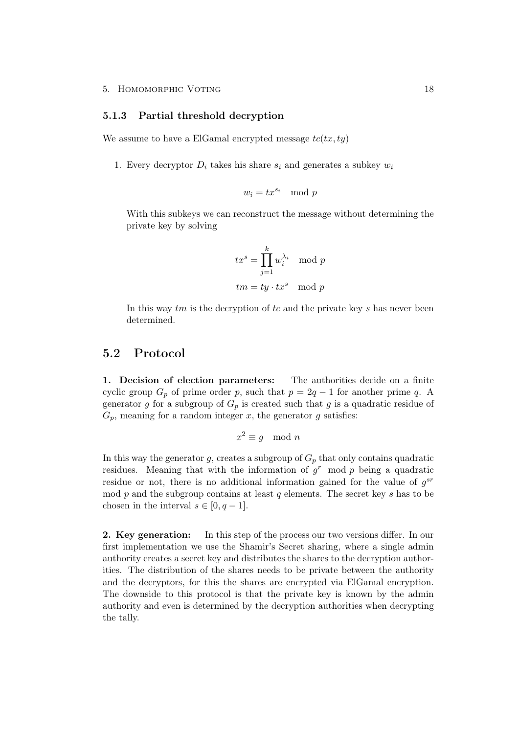### 5.1.3 Partial threshold decryption

We assume to have a ElGamal encrypted message $tc(tx, ty)$

1. Every decryptor $D_i$ takes his share $s_i$ and generates a subkey $w_i$

   $$w_i = tx^{s_i} \mod p$$

   With this subkeys we can reconstruct the message without determining the private key by solving

   $$tx^s = \prod_{j=1}^{k} w_i^{\lambda_i} \mod p$$

   $$tm = ty \cdot tx^s \mod p$$

   In this way $tm$ is the decryption of $tc$ and the private key $s$ has never been determined.

## 5.2 Protocol

**1. Decision of election parameters:** The authorities decide on a finite cyclic group $G_p$ of prime order $p$, such that $p = 2q - 1$ for another prime $q$. A generator $g$ for a subgroup of $G_p$ is created such that $g$ is a quadratic residue of $G_p$, meaning for a random integer $x$, the generator $g$ satisfies:

$$x^2 \equiv g \mod n$$

In this way the generator $g$, creates a subgroup of $G_p$ that only contains quadratic residues. Meaning that with the information of $g^r \mod p$ being a quadratic residue or not, there is no additional information gained for the value of $g^{sr} \mod p$ and the subgroup contains at least $q$ elements. The secret key $s$ has to be chosen in the interval $s \in [0, q - 1]$.

**2. Key generation:** In this step of the process our two versions differ. In our first implementation we use the Shamir's Secret sharing, where a single admin authority creates a secret key and distributes the shares to the decryption authorities. The distribution of the shares needs to be private between the authority and the decryptors, for this the shares are encrypted via ElGamal encryption. The downside to this protocol is that the private key is known by the admin authority and even is determined by the decryption authorities when decrypting the tally.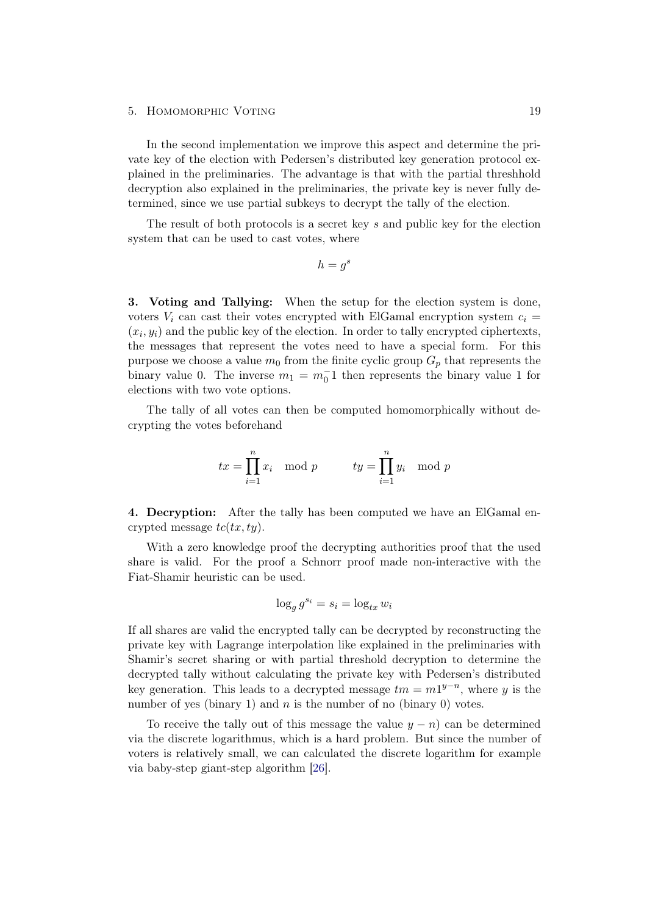In the second implementation we improve this aspect and determine the private key of the election with Pedersen's distributed key generation protocol explained in the preliminaries. The advantage is that with the partial threshhold decryption also explained in the preliminaries, the private key is never fully determined, since we use partial subkeys to decrypt the tally of the election.

The result of both protocols is a secret key $s$ and public key for the election system that can be used to cast votes, where

$$h = g^s$$

**3. Voting and Tallying:** When the setup for the election system is done, voters $V_i$ can cast their votes encrypted with ElGamal encryption system $c_i = (x_i, y_i)$ and the public key of the election. In order to tally encrypted ciphertexts, the messages that represent the votes need to have a special form. For this purpose we choose a value $m_0$ from the finite cyclic group $G_p$ that represents the binary value 0. The inverse $m_1 = m_0^-1$ then represents the binary value 1 for elections with two vote options.

The tally of all votes can then be computed homomorphically without decrypting the votes beforehand

$$tx = \prod_{i=1}^{n} x_i \mod p \qquad ty = \prod_{i=1}^{n} y_i \mod p$$

**4. Decryption:** After the tally has been computed we have an ElGamal encrypted message $tc(tx, ty)$.

With a zero knowledge proof the decrypting authorities proof that the used share is valid. For the proof a Schnorr proof made non-interactive with the Fiat-Shamir heuristic can be used.

$$\log_g g^{s_i} = s_i = \log_{tx} w_i$$

If all shares are valid the encrypted tally can be decrypted by reconstructing the private key with Lagrange interpolation like explained in the preliminaries with Shamir's secret sharing or with partial threshold decryption to determine the decrypted tally without calculating the private key with Pedersen's distributed key generation. This leads to a decrypted message $tm = m1^{y-n}$, where $y$ is the number of yes (binary 1) and $n$ is the number of no (binary 0) votes.

To receive the tally out of this message the value $y - n$) can be determined via the discrete logarithmus, which is a hard problem. But since the number of voters is relatively small, we can calculated the discrete logarithm for example via baby-step giant-step algorithm [26].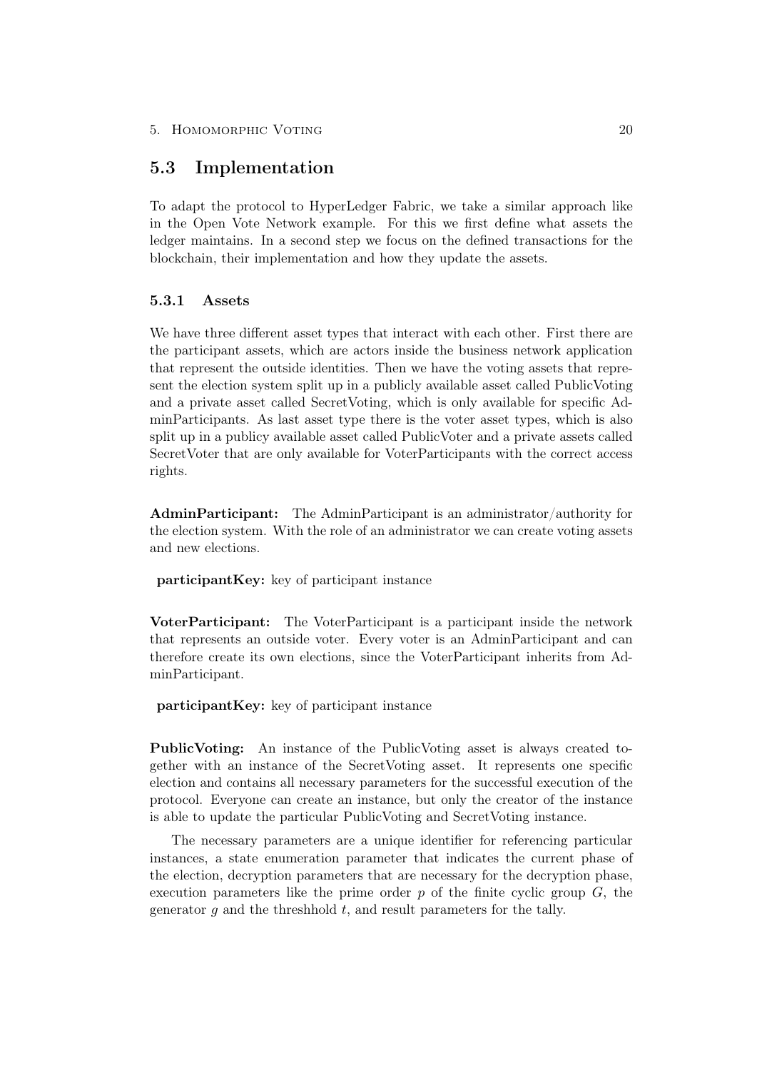## 5.3 Implementation

To adapt the protocol to HyperLedger Fabric, we take a similar approach like in the Open Vote Network example. For this we first define what assets the ledger maintains. In a second step we focus on the defined transactions for the blockchain, their implementation and how they update the assets.

### 5.3.1 Assets

We have three different asset types that interact with each other. First there are the participant assets, which are actors inside the business network application that represent the outside identities. Then we have the voting assets that represent the election system split up in a publicly available asset called PublicVoting and a private asset called SecretVoting, which is only available for specific AdminParticipants. As last asset type there is the voter asset types, which is also split up in a publicy available asset called PublicVoter and a private assets called SecretVoter that are only available for VoterParticipants with the correct access rights.

**AdminParticipant:** The AdminParticipant is an administrator/authority for the election system. With the role of an administrator we can create voting assets and new elections.

**participantKey:** key of participant instance

**VoterParticipant:** The VoterParticipant is a participant inside the network that represents an outside voter. Every voter is an AdminParticipant and can therefore create its own elections, since the VoterParticipant inherits from AdminParticipant.

**participantKey:** key of participant instance

**PublicVoting:** An instance of the PublicVoting asset is always created together with an instance of the SecretVoting asset. It represents one specific election and contains all necessary parameters for the successful execution of the protocol. Everyone can create an instance, but only the creator of the instance is able to update the particular PublicVoting and SecretVoting instance.

The necessary parameters are a unique identifier for referencing particular instances, a state enumeration parameter that indicates the current phase of the election, decryption parameters that are necessary for the decryption phase, execution parameters like the prime order $p$ of the finite cyclic group $G$, the generator $g$ and the threshhold $t$, and result parameters for the tally.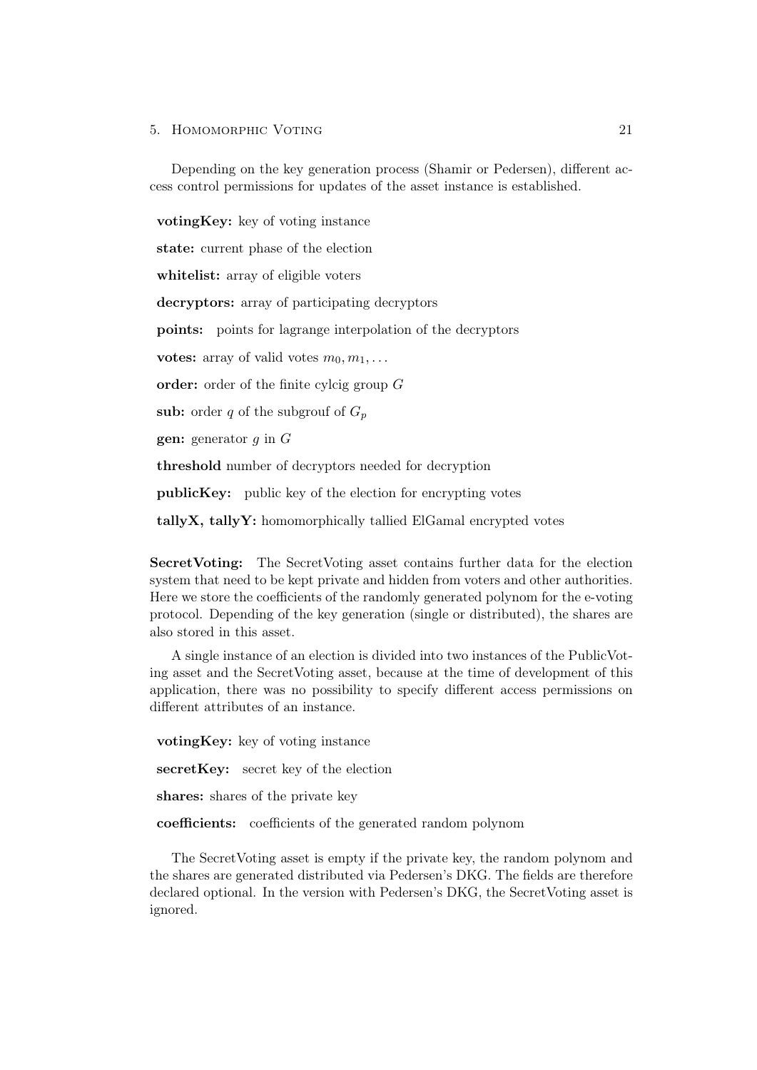Depending on the key generation process (Shamir or Pedersen), different access control permissions for updates of the asset instance is established.

**votingKey:** key of voting instance

**state:** current phase of the election

**whitelist:** array of eligible voters

**decryptors:** array of participating decryptors

**points:** points for lagrange interpolation of the decryptors

**votes:** array of valid votes $m_0, m_1, \dots$

**order:** order of the finite cylcig group $G$

**sub:** order $q$ of the subgrouf of $G_p$

**gen:** generator $g$ in $G$

**threshold** number of decryptors needed for decryption

**publicKey:** public key of the election for encrypting votes

**tallyX, tallyY:** homomorphically tallied ElGamal encrypted votes

**SecretVoting:** The SecretVoting asset contains further data for the election system that need to be kept private and hidden from voters and other authorities. Here we store the coefficients of the randomly generated polynom for the e-voting protocol. Depending of the key generation (single or distributed), the shares are also stored in this asset.

A single instance of an election is divided into two instances of the PublicVoting asset and the SecretVoting asset, because at the time of development of this application, there was no possibility to specify different access permissions on different attributes of an instance.

**votingKey:** key of voting instance

**secretKey:** secret key of the election

**shares:** shares of the private key

**coefficients:** coefficients of the generated random polynom

The SecretVoting asset is empty if the private key, the random polynom and the shares are generated distributed via Pedersen's DKG. The fields are therefore declared optional. In the version with Pedersen's DKG, the SecretVoting asset is ignored.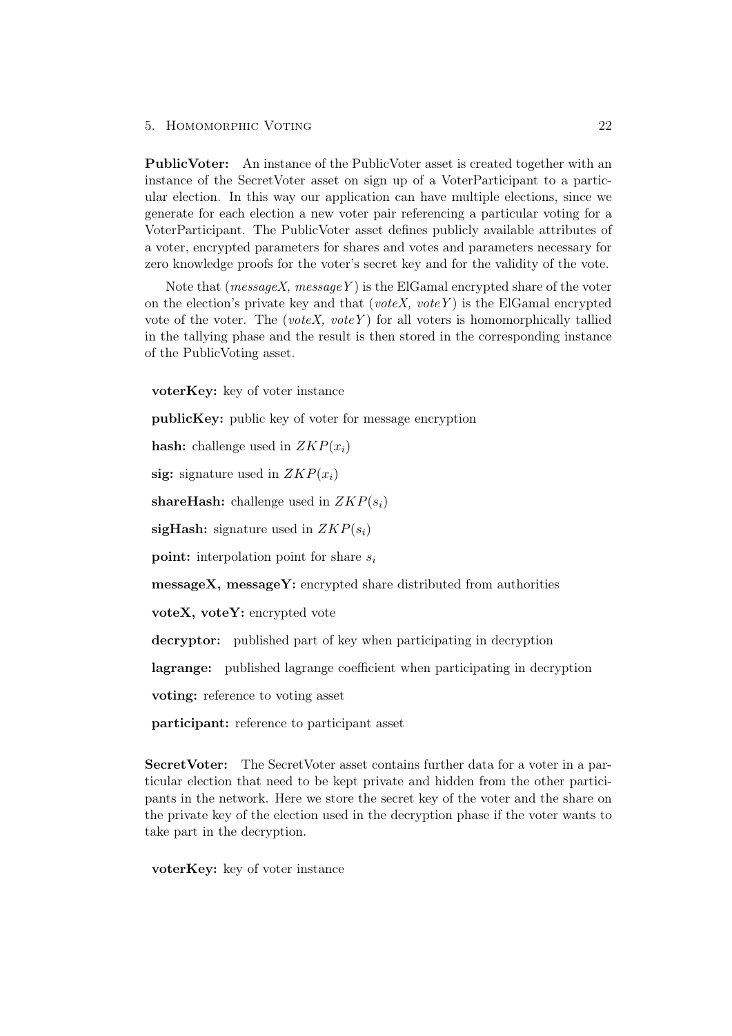**PublicVoter:** An instance of the PublicVoter asset is created together with an instance of the SecretVoter asset on sign up of a VoterParticipant to a particular election. In this way our application can have multiple elections, since we generate for each election a new voter pair referencing a particular voting for a VoterParticipant. The PublicVoter asset defines publicly available attributes of a voter, encrypted parameters for shares and votes and parameters necessary for zero knowledge proofs for the voter's secret key and for the validity of the vote.

Note that (*messageX, messageY*) is the ElGamal encrypted share of the voter on the election's private key and that (*voteX, voteY*) is the ElGamal encrypted vote of the voter. The (*voteX, voteY*) for all voters is homomorphically tallied in the tallying phase and the result is then stored in the corresponding instance of the PublicVoting asset.

**voterKey:** key of voter instance

**publicKey:** public key of voter for message encryption

**hash:** challenge used in $ZKP(x_i)$

**sig:** signature used in $ZKP(x_i)$

**shareHash:** challenge used in $ZKP(s_i)$

**sigHash:** signature used in $ZKP(s_i)$

**point:** interpolation point for share $s_i$

**messageX, messageY:** encrypted share distributed from authorities

**voteX, voteY:** encrypted vote

**decryptor:** published part of key when participating in decryption

**lagrange:** published lagrange coefficient when participating in decryption

**voting:** reference to voting asset

**participant:** reference to participant asset

**SecretVoter:** The SecretVoter asset contains further data for a voter in a particular election that need to be kept private and hidden from the other participants in the network. Here we store the secret key of the voter and the share on the private key of the election used in the decryption phase if the voter wants to take part in the decryption.

**voterKey:** key of voter instance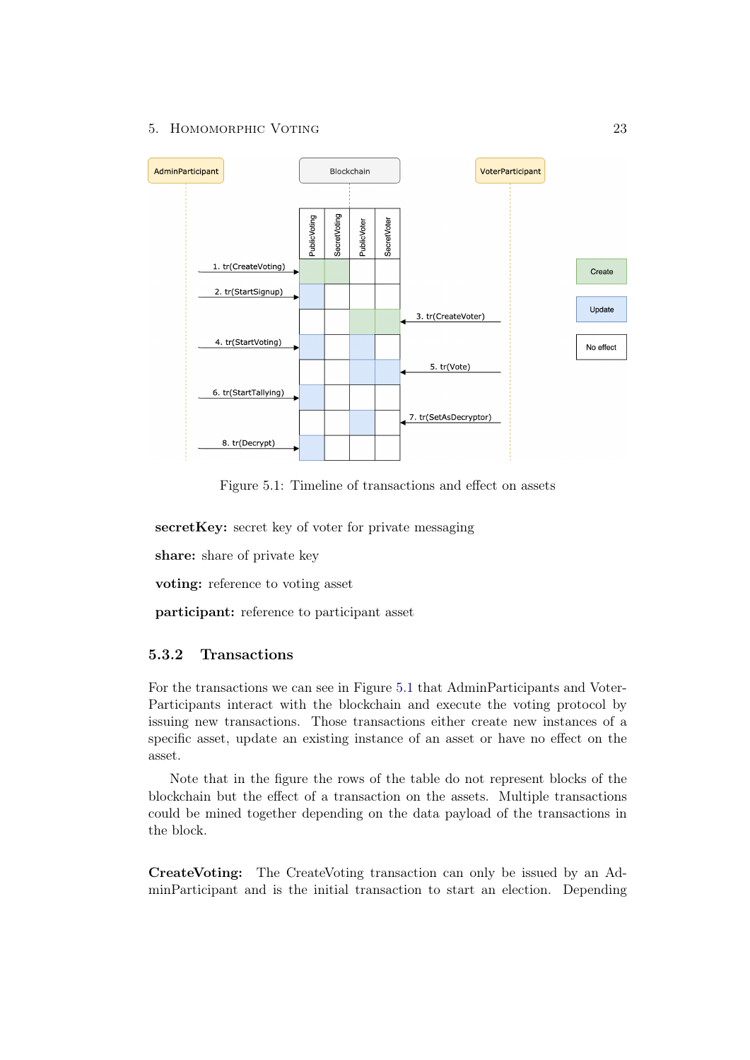Figure 5.1: Timeline of transactions and effect on assets

**secretKey:** secret key of voter for private messaging

**share:** share of private key

**voting:** reference to voting asset

**participant:** reference to participant asset

### 5.3.2 Transactions

For the transactions we can see in Figure 5.1 that AdminParticipants and VoterParticipants interact with the blockchain and execute the voting protocol by issuing new transactions. Those transactions either create new instances of a specific asset, update an existing instance of an asset or have no effect on the asset.

Note that in the figure the rows of the table do not represent blocks of the blockchain but the effect of a transaction on the assets. Multiple transactions could be mined together depending on the data payload of the transactions in the block.

**CreateVoting:** The CreateVoting transaction can only be issued by an AdminParticipant and is the initial transaction to start an election. Depending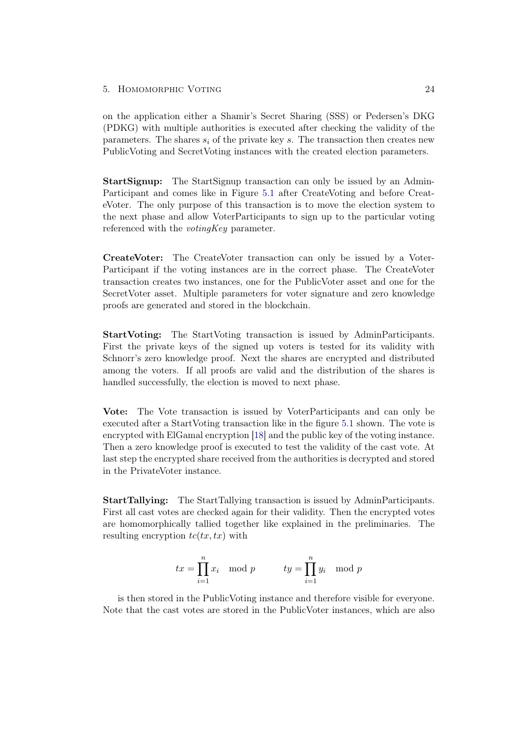on the application either a Shamir's Secret Sharing (SSS) or Pedersen's DKG (PDKG) with multiple authorities is executed after checking the validity of the parameters. The shares $s_i$ of the private key $s$. The transaction then creates new PublicVoting and SecretVoting instances with the created election parameters.

**StartSignup:** The StartSignup transaction can only be issued by an AdminParticipant and comes like in Figure 5.1 after CreateVoting and before CreateVoter. The only purpose of this transaction is to move the election system to the next phase and allow VoterParticipants to sign up to the particular voting referenced with the *votingKey* parameter.

**CreateVoter:** The CreateVoter transaction can only be issued by a VoterParticipant if the voting instances are in the correct phase. The CreateVoter transaction creates two instances, one for the PublicVoter asset and one for the SecretVoter asset. Multiple parameters for voter signature and zero knowledge proofs are generated and stored in the blockchain.

**StartVoting:** The StartVoting transaction is issued by AdminParticipants. First the private keys of the signed up voters is tested for its validity with Schnorr's zero knowledge proof. Next the shares are encrypted and distributed among the voters. If all proofs are valid and the distribution of the shares is handled successfully, the election is moved to next phase.

**Vote:** The Vote transaction is issued by VoterParticipants and can only be executed after a StartVoting transaction like in the figure 5.1 shown. The vote is encrypted with ElGamal encryption [18] and the public key of the voting instance. Then a zero knowledge proof is executed to test the validity of the cast vote. At last step the encrypted share received from the authorities is decrypted and stored in the PrivateVoter instance.

**StartTallying:** The StartTallying transaction is issued by AdminParticipants. First all cast votes are checked again for their validity. Then the encrypted votes are homomorphically tallied together like explained in the preliminaries. The resulting encryption $tc(tx, tx)$ with

$$tx = \prod_{i=1}^{n} x_i \mod p \qquad ty = \prod_{i=1}^{n} y_i \mod p$$

is then stored in the PublicVoting instance and therefore visible for everyone. Note that the cast votes are stored in the PublicVoter instances, which are also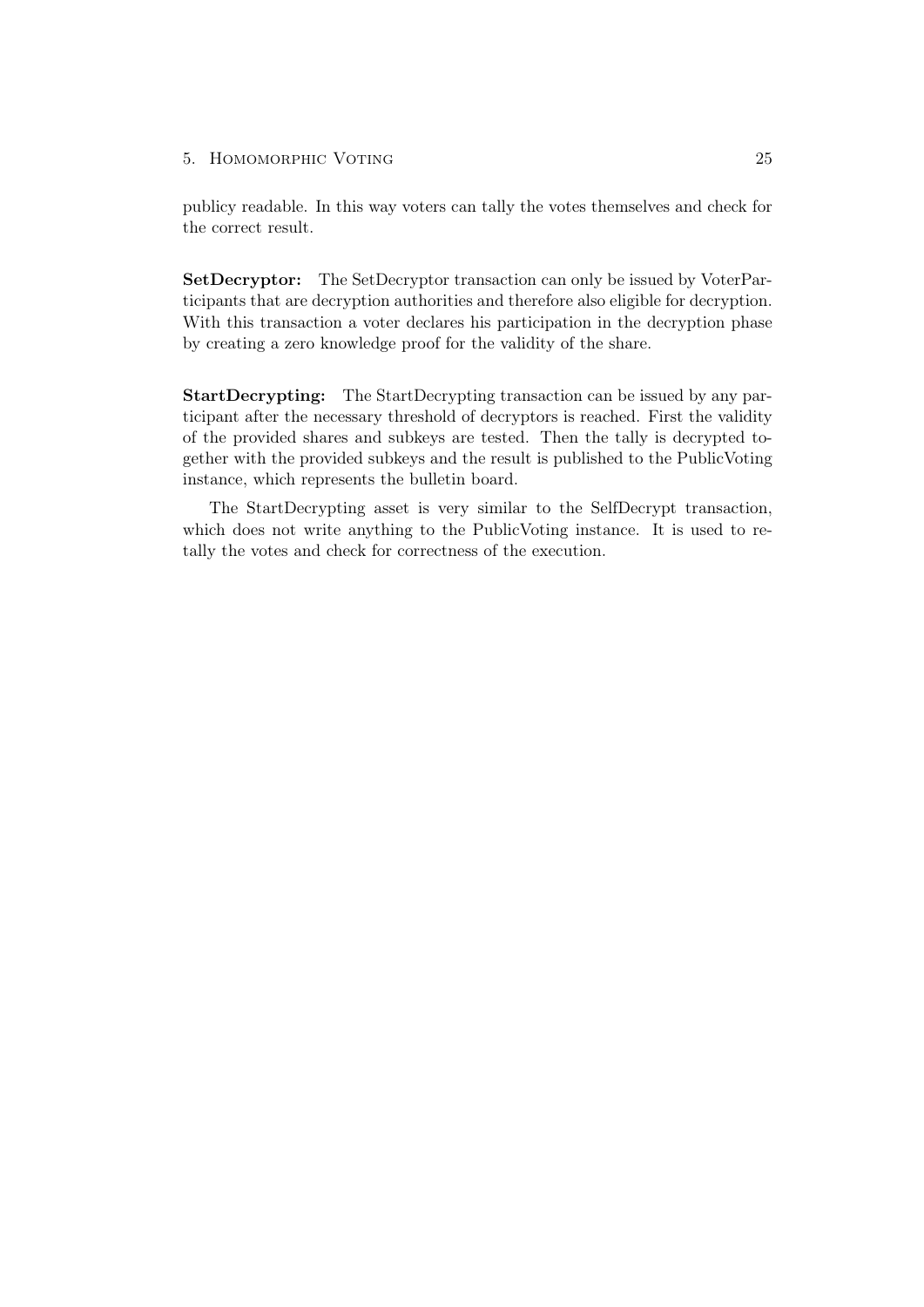publicy readable. In this way voters can tally the votes themselves and check for the correct result.

**SetDecryptor:** The SetDecryptor transaction can only be issued by VoterParticipants that are decryption authorities and therefore also eligible for decryption. With this transaction a voter declares his participation in the decryption phase by creating a zero knowledge proof for the validity of the share.

**StartDecrypting:** The StartDecrypting transaction can be issued by any participant after the necessary threshold of decryptors is reached. First the validity of the provided shares and subkeys are tested. Then the tally is decrypted together with the provided subkeys and the result is published to the PublicVoting instance, which represents the bulletin board.

The StartDecrypting asset is very similar to the SelfDecrypt transaction, which does not write anything to the PublicVoting instance. It is used to retally the votes and check for correctness of the execution.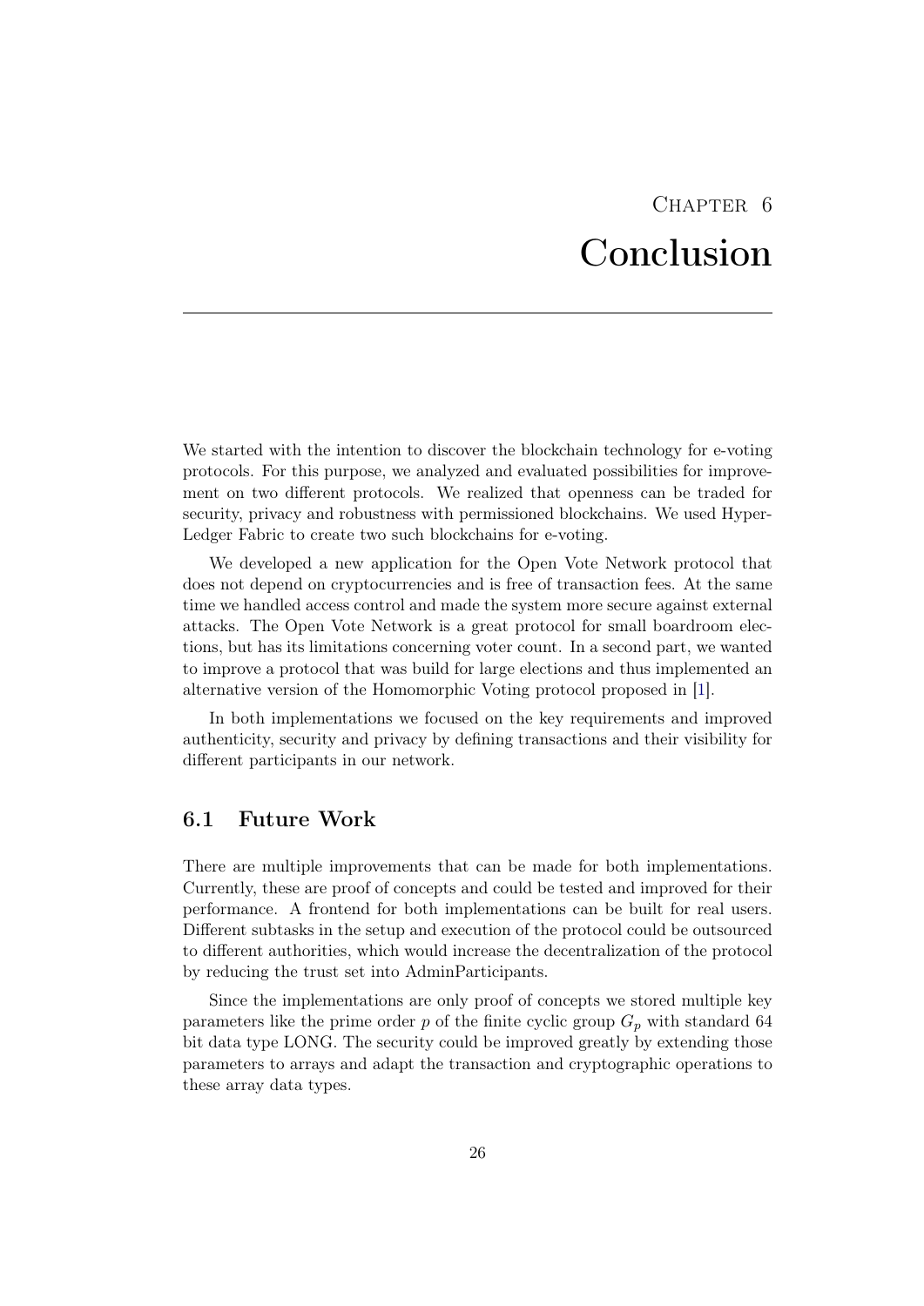# Chapter 6
# Conclusion

We started with the intention to discover the blockchain technology for e-voting protocols. For this purpose, we analyzed and evaluated possibilities for improvement on two different protocols. We realized that openness can be traded for security, privacy and robustness with permissioned blockchains. We used HyperLedger Fabric to create two such blockchains for e-voting.

We developed a new application for the Open Vote Network protocol that does not depend on cryptocurrencies and is free of transaction fees. At the same time we handled access control and made the system more secure against external attacks. The Open Vote Network is a great protocol for small boardroom elections, but has its limitations concerning voter count. In a second part, we wanted to improve a protocol that was build for large elections and thus implemented an alternative version of the Homomorphic Voting protocol proposed in [1].

In both implementations we focused on the key requirements and improved authenticity, security and privacy by defining transactions and their visibility for different participants in our network.

## 6.1 Future Work

There are multiple improvements that can be made for both implementations. Currently, these are proof of concepts and could be tested and improved for their performance. A frontend for both implementations can be built for real users. Different subtasks in the setup and execution of the protocol could be outsourced to different authorities, which would increase the decentralization of the protocol by reducing the trust set into AdminParticipants.

Since the implementations are only proof of concepts we stored multiple key parameters like the prime order $p$ of the finite cyclic group $G_p$ with standard 64 bit data type LONG. The security could be improved greatly by extending those parameters to arrays and adapt the transaction and cryptographic operations to these array data types.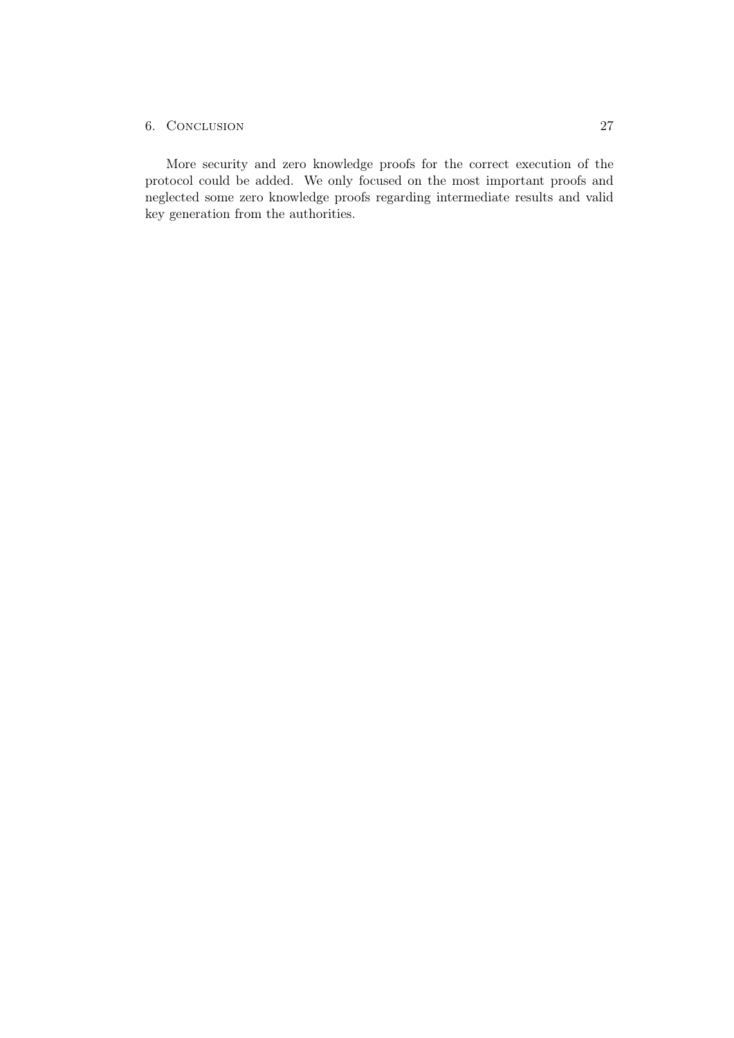More security and zero knowledge proofs for the correct execution of the protocol could be added. We only focused on the most important proofs and neglected some zero knowledge proofs regarding intermediate results and valid key generation from the authorities.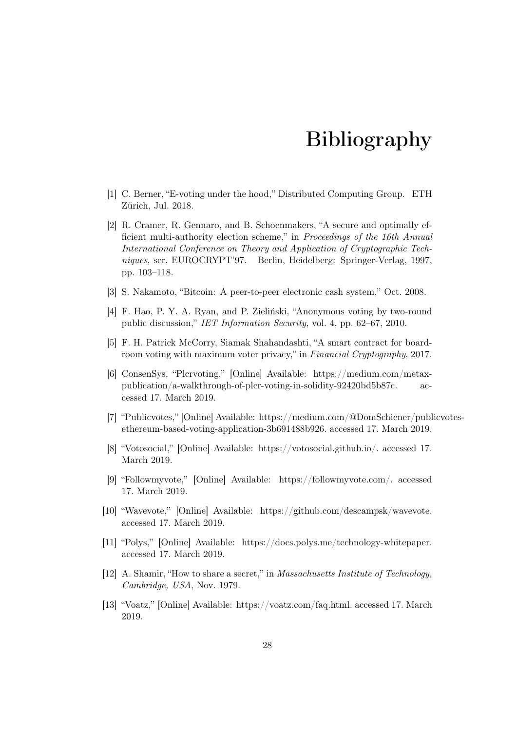# Bibliography

[1] C. Berner, "E-voting under the hood," Distributed Computing Group. ETH Zürich, Jul. 2018.

[2] R. Cramer, R. Gennaro, and B. Schoenmakers, "A secure and optimally efficient multi-authority election scheme," in *Proceedings of the 16th Annual International Conference on Theory and Application of Cryptographic Techniques*, ser. EUROCRYPT'97. Berlin, Heidelberg: Springer-Verlag, 1997, pp. 103–118.

[3] S. Nakamoto, "Bitcoin: A peer-to-peer electronic cash system," Oct. 2008.

[4] F. Hao, P. Y. A. Ryan, and P. Zieliński, "Anonymous voting by two-round public discussion," *IET Information Security*, vol. 4, pp. 62–67, 2010.

[5] F. H. Patrick McCorry, Siamak Shahandashti, "A smart contract for boardroom voting with maximum voter privacy," in *Financial Cryptography*, 2017.

[6] ConsenSys, "Plcrvoting," [Online] Available: https://medium.com/metax-publication/a-walkthrough-of-plcr-voting-in-solidity-92420bd5b87c. accessed 17. March 2019.

[7] "Publicvotes," [Online] Available: https://medium.com/@DomSchiener/publicvotes-ethereum-based-voting-application-3b691488b926. accessed 17. March 2019.

[8] "Votosocial," [Online] Available: https://votosocial.github.io/. accessed 17. March 2019.

[9] "Followmyvote," [Online] Available: https://followmyvote.com/. accessed 17. March 2019.

[10] "Wavevote," [Online] Available: https://github.com/descampsk/wavevote. accessed 17. March 2019.

[11] "Polys," [Online] Available: https://docs.polys.me/technology-whitepaper. accessed 17. March 2019.

[12] A. Shamir, "How to share a secret," in *Massachusetts Institute of Technology, Cambridge, USA*, Nov. 1979.

[13] "Voatz," [Online] Available: https://voatz.com/faq.html. accessed 17. March 2019.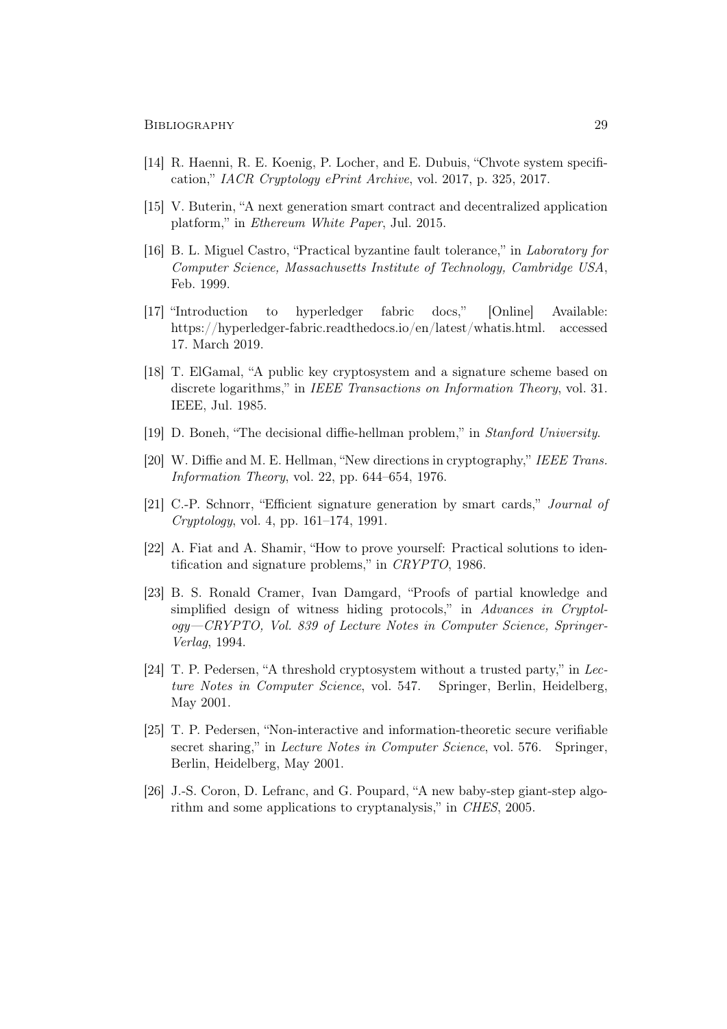[14] R. Haenni, R. E. Koenig, P. Locher, and E. Dubuis, "Chvote system specification," *IACR Cryptology ePrint Archive*, vol. 2017, p. 325, 2017.

[15] V. Buterin, "A next generation smart contract and decentralized application platform," in *Ethereum White Paper*, Jul. 2015.

[16] B. L. Miguel Castro, "Practical byzantine fault tolerance," in *Laboratory for Computer Science, Massachusetts Institute of Technology, Cambridge USA*, Feb. 1999.

[17] "Introduction to hyperledger fabric docs," [Online] Available: https://hyperledger-fabric.readthedocs.io/en/latest/whatis.html. accessed 17. March 2019.

[18] T. ElGamal, "A public key cryptosystem and a signature scheme based on discrete logarithms," in *IEEE Transactions on Information Theory*, vol. 31. IEEE, Jul. 1985.

[19] D. Boneh, "The decisional diffie-hellman problem," in *Stanford University*.

[20] W. Diffie and M. E. Hellman, "New directions in cryptography," *IEEE Trans. Information Theory*, vol. 22, pp. 644–654, 1976.

[21] C.-P. Schnorr, "Efficient signature generation by smart cards," *Journal of Cryptology*, vol. 4, pp. 161–174, 1991.

[22] A. Fiat and A. Shamir, "How to prove yourself: Practical solutions to identification and signature problems," in *CRYPTO*, 1986.

[23] B. S. Ronald Cramer, Ivan Damgard, "Proofs of partial knowledge and simplified design of witness hiding protocols," in *Advances in Cryptology—CRYPTO, Vol. 839 of Lecture Notes in Computer Science, Springer-Verlag*, 1994.

[24] T. P. Pedersen, "A threshold cryptosystem without a trusted party," in *Lecture Notes in Computer Science*, vol. 547. Springer, Berlin, Heidelberg, May 2001.

[25] T. P. Pedersen, "Non-interactive and information-theoretic secure verifiable secret sharing," in *Lecture Notes in Computer Science*, vol. 576. Springer, Berlin, Heidelberg, May 2001.

[26] J.-S. Coron, D. Lefranc, and G. Poupard, "A new baby-step giant-step algorithm and some applications to cryptanalysis," in *CHES*, 2005.